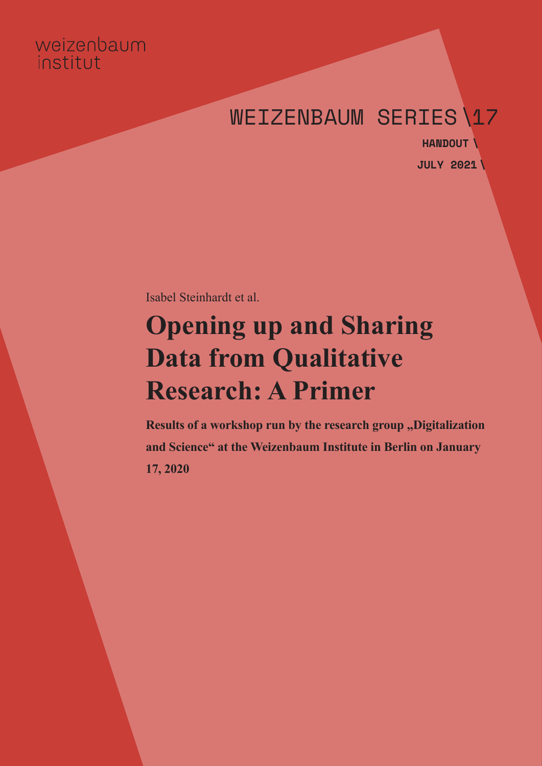weizenbaum institut

WEIZENBAUM SERIES \17

HANDOUT \

JULY 2021 \

Isabel Steinhardt et al.

# Opening up and Sharing Data from Qualitative Research: A Primer

**Results of a workshop run by the research group „Digitalization and Science“ at the Weizenbaum Institute in Berlin on January 17, 2020**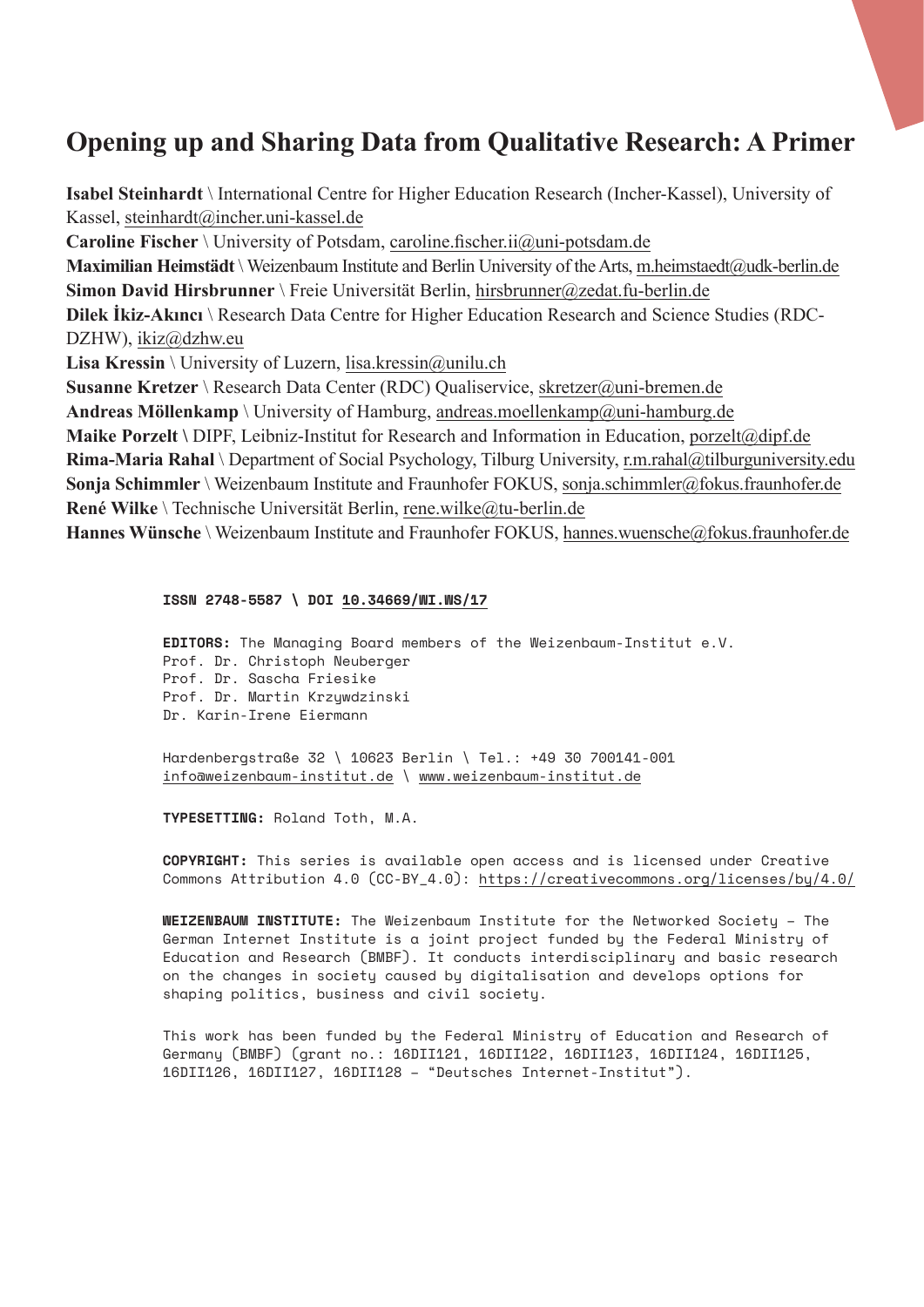# Opening up and Sharing Data from Qualitative Research: A Primer

**Isabel Steinhardt** \ International Centre for Higher Education Research (Incher-Kassel), University of Kassel, steinhardt@incher.uni-kassel.de
**Caroline Fischer** \ University of Potsdam, caroline.fischer.ii@uni-potsdam.de
**Maximilian Heimstädt** \ Weizenbaum Institute and Berlin University of the Arts, m.heimstaedt@udk-berlin.de
**Simon David Hirsbrunner** \ Freie Universität Berlin, hirsbrunner@zedat.fu-berlin.de
**Dilek İkiz-Akıncı** \ Research Data Centre for Higher Education Research and Science Studies (RDC-DZHW), ikiz@dzhw.eu
**Lisa Kressin** \ University of Luzern, lisa.kressin@unilu.ch
**Susanne Kretzer** \ Research Data Center (RDC) Qualiservice, skretzer@uni-bremen.de
**Andreas Möllenkamp** \ University of Hamburg, andreas.moellenkamp@uni-hamburg.de
**Maike Porzelt \** DIPF, Leibniz-Institut for Research and Information in Education, porzelt@dipf.de
**Rima-Maria Rahal** \ Department of Social Psychology, Tilburg University, r.m.rahal@tilburguniversity.edu
**Sonja Schimmler** \ Weizenbaum Institute and Fraunhofer FOKUS, sonja.schimmler@fokus.fraunhofer.de
**René Wilke** \ Technische Universität Berlin, rene.wilke@tu-berlin.de
**Hannes Wünsche** \ Weizenbaum Institute and Fraunhofer FOKUS, hannes.wuensche@fokus.fraunhofer.de

**ISSN 2748-5587 \ DOI 10.34669/WI.WS/17**

**EDITORS:** The Managing Board members of the Weizenbaum-Institut e.V.
Prof. Dr. Christoph Neuberger
Prof. Dr. Sascha Friesike
Prof. Dr. Martin Krzywdzinski
Dr. Karin-Irene Eiermann

Hardenbergstraße 32 \ 10623 Berlin \ Tel.: +49 30 700141-001
info@weizenbaum-institut.de \ www.weizenbaum-institut.de

**TYPESETTING:** Roland Toth, M.A.

**COPYRIGHT:** This series is available open access and is licensed under Creative Commons Attribution 4.0 (CC-BY_4.0): https://creativecommons.org/licenses/by/4.0/

**WEIZENBAUM INSTITUTE:** The Weizenbaum Institute for the Networked Society – The German Internet Institute is a joint project funded by the Federal Ministry of Education and Research (BMBF). It conducts interdisciplinary and basic research on the changes in society caused by digitalisation and develops options for shaping politics, business and civil society.

This work has been funded by the Federal Ministry of Education and Research of Germany (BMBF) (grant no.: 16DII121, 16DII122, 16DII123, 16DII124, 16DII125, 16DII126, 16DII127, 16DII128 – "Deutsches Internet-Institut").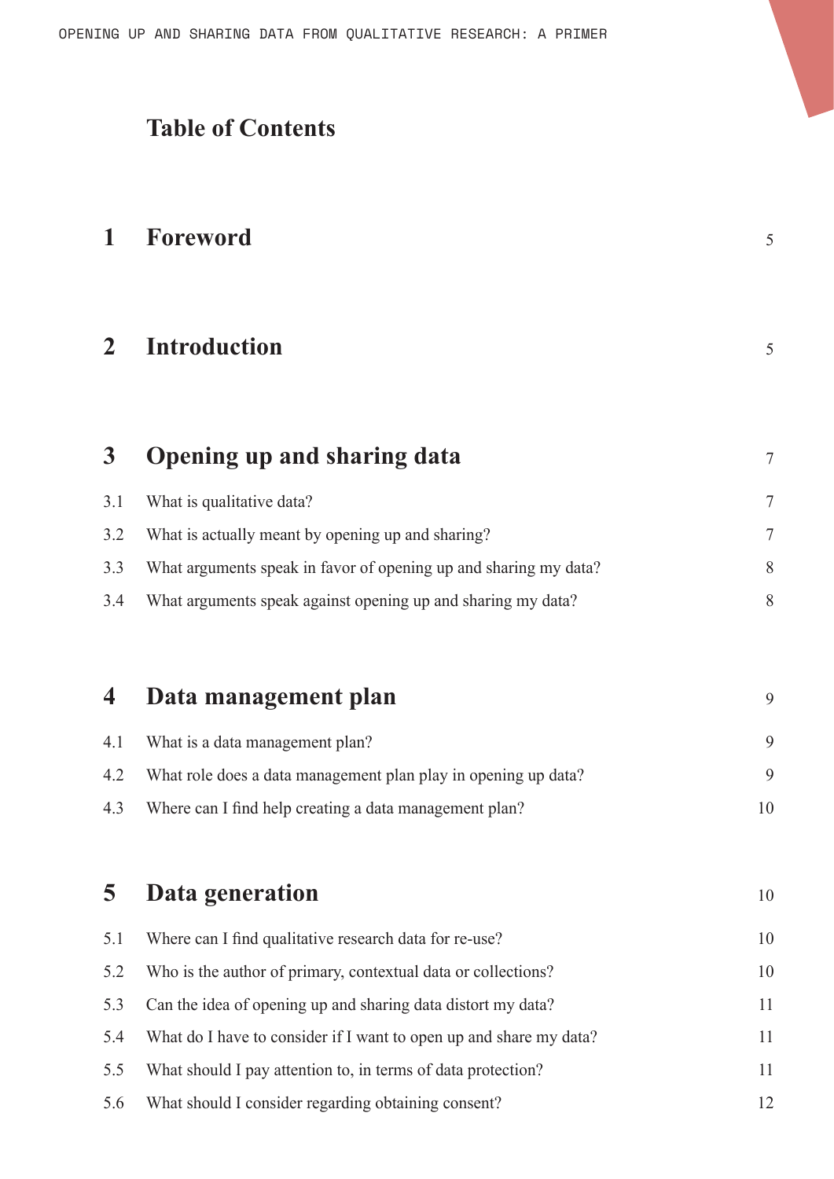# Table of Contents

| | | |
|---|---|---|
| **1** | **Foreword** | 5 |
| **2** | **Introduction** | 5 |
| **3** | **Opening up and sharing data** | 7 |
| 3.1 | What is qualitative data? | 7 |
| 3.2 | What is actually meant by opening up and sharing? | 7 |
| 3.3 | What arguments speak in favor of opening up and sharing my data? | 8 |
| 3.4 | What arguments speak against opening up and sharing my data? | 8 |
| **4** | **Data management plan** | 9 |
| 4.1 | What is a data management plan? | 9 |
| 4.2 | What role does a data management plan play in opening up data? | 9 |
| 4.3 | Where can I find help creating a data management plan? | 10 |
| **5** | **Data generation** | 10 |
| 5.1 | Where can I find qualitative research data for re-use? | 10 |
| 5.2 | Who is the author of primary, contextual data or collections? | 10 |
| 5.3 | Can the idea of opening up and sharing data distort my data? | 11 |
| 5.4 | What do I have to consider if I want to open up and share my data? | 11 |
| 5.5 | What should I pay attention to, in terms of data protection? | 11 |
| 5.6 | What should I consider regarding obtaining consent? | 12 |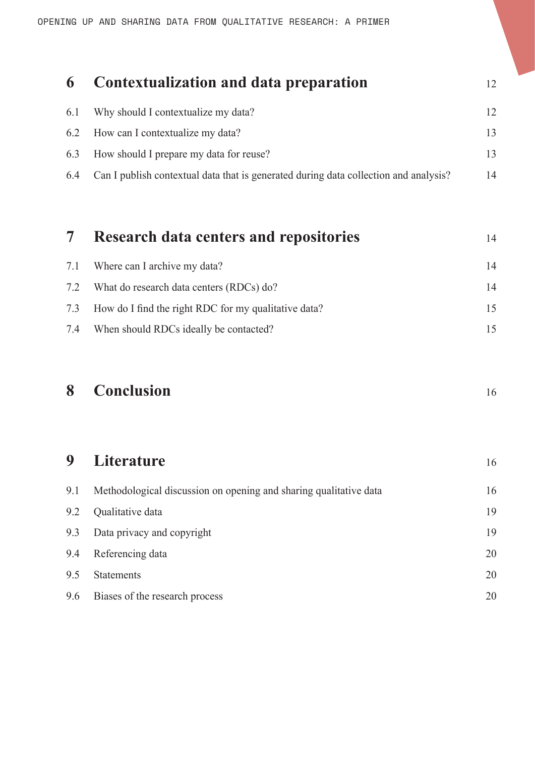| | | |
|---|---|---|
| **6** | **Contextualization and data preparation** | 12 |
| 6.1 | Why should I contextualize my data? | 12 |
| 6.2 | How can I contextualize my data? | 13 |
| 6.3 | How should I prepare my data for reuse? | 13 |
| 6.4 | Can I publish contextual data that is generated during data collection and analysis? | 14 |
| **7** | **Research data centers and repositories** | 14 |
| 7.1 | Where can I archive my data? | 14 |
| 7.2 | What do research data centers (RDCs) do? | 14 |
| 7.3 | How do I find the right RDC for my qualitative data? | 15 |
| 7.4 | When should RDCs ideally be contacted? | 15 |
| **8** | **Conclusion** | 16 |
| **9** | **Literature** | 16 |
| 9.1 | Methodological discussion on opening and sharing qualitative data | 16 |
| 9.2 | Qualitative data | 19 |
| 9.3 | Data privacy and copyright | 19 |
| 9.4 | Referencing data | 20 |
| 9.5 | Statements | 20 |
| 9.6 | Biases of the research process | 20 |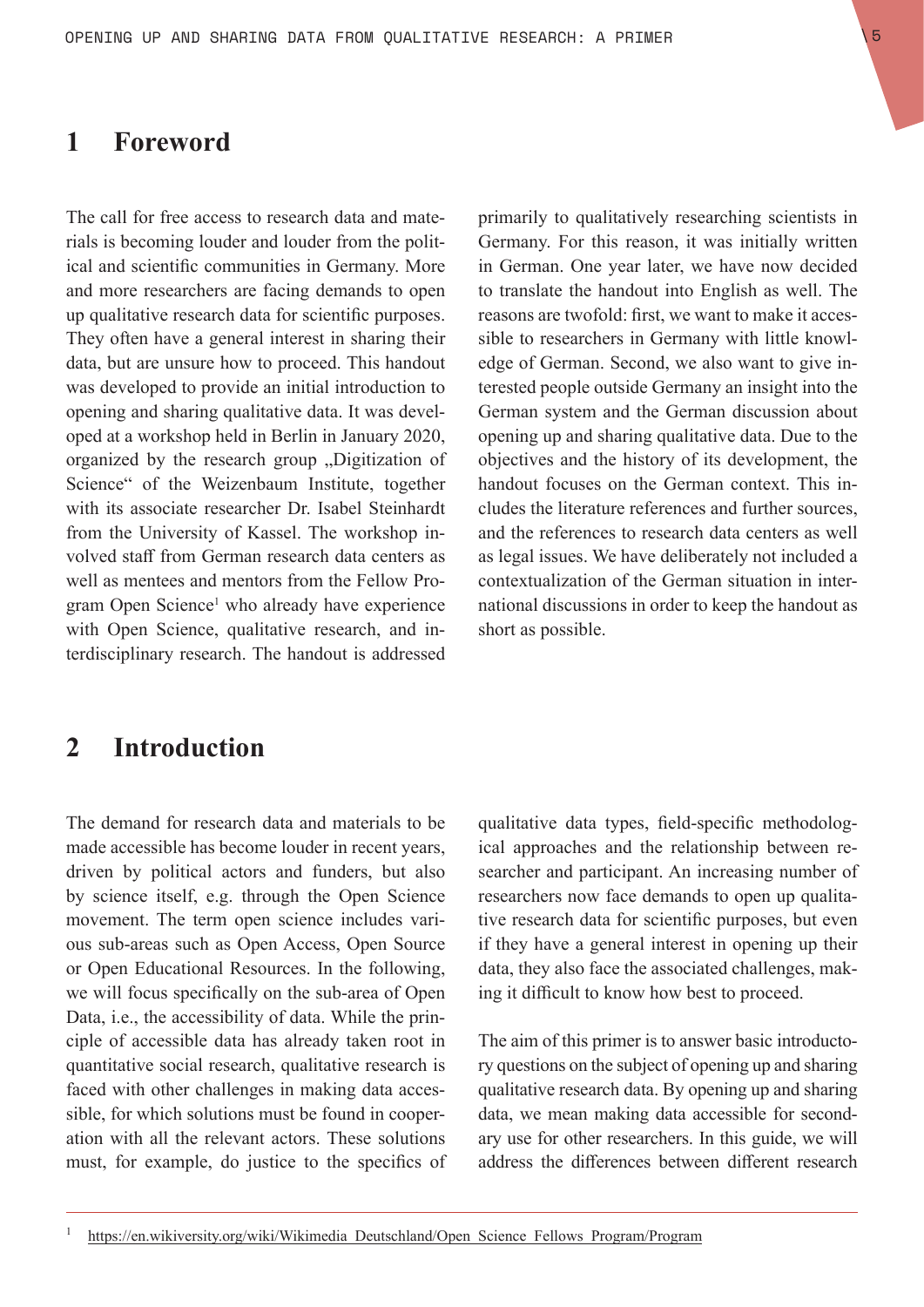# 1 Foreword

The call for free access to research data and materials is becoming louder and louder from the political and scientific communities in Germany. More and more researchers are facing demands to open up qualitative research data for scientific purposes. They often have a general interest in sharing their data, but are unsure how to proceed. This handout was developed to provide an initial introduction to opening and sharing qualitative data. It was developed at a workshop held in Berlin in January 2020, organized by the research group „Digitization of Science" of the Weizenbaum Institute, together with its associate researcher Dr. Isabel Steinhardt from the University of Kassel. The workshop involved staff from German research data centers as well as mentees and mentors from the Fellow Program Open Science[1] who already have experience with Open Science, qualitative research, and interdisciplinary research. The handout is addressed primarily to qualitatively researching scientists in Germany. For this reason, it was initially written in German. One year later, we have now decided to translate the handout into English as well. The reasons are twofold: first, we want to make it accessible to researchers in Germany with little knowledge of German. Second, we also want to give interested people outside Germany an insight into the German system and the German discussion about opening up and sharing qualitative data. Due to the objectives and the history of its development, the handout focuses on the German context. This includes the literature references and further sources, and the references to research data centers as well as legal issues. We have deliberately not included a contextualization of the German situation in international discussions in order to keep the handout as short as possible.

# 2 Introduction

The demand for research data and materials to be made accessible has become louder in recent years, driven by political actors and funders, but also by science itself, e.g. through the Open Science movement. The term open science includes various sub-areas such as Open Access, Open Source or Open Educational Resources. In the following, we will focus specifically on the sub-area of Open Data, i.e., the accessibility of data. While the principle of accessible data has already taken root in quantitative social research, qualitative research is faced with other challenges in making data accessible, for which solutions must be found in cooperation with all the relevant actors. These solutions must, for example, do justice to the specifics of qualitative data types, field-specific methodological approaches and the relationship between researcher and participant. An increasing number of researchers now face demands to open up qualitative research data for scientific purposes, but even if they have a general interest in opening up their data, they also face the associated challenges, making it difficult to know how best to proceed.

The aim of this primer is to answer basic introductory questions on the subject of opening up and sharing qualitative research data. By opening up and sharing data, we mean making data accessible for secondary use for other researchers. In this guide, we will address the differences between different research

---

[1] https://en.wikiversity.org/wiki/Wikimedia_Deutschland/Open_Science_Fellows_Program/Program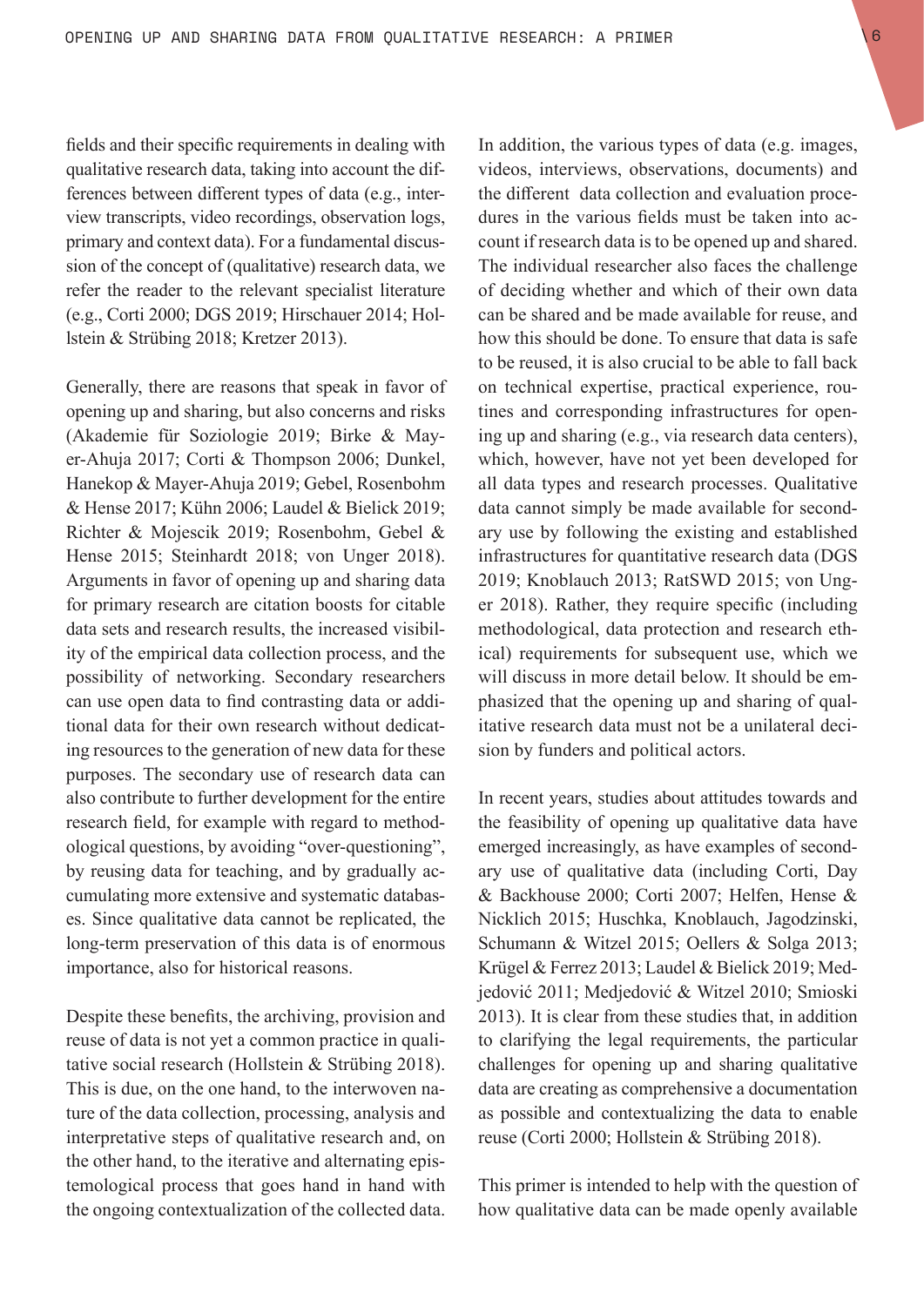fields and their specific requirements in dealing with qualitative research data, taking into account the differences between different types of data (e.g., interview transcripts, video recordings, observation logs, primary and context data). For a fundamental discussion of the concept of (qualitative) research data, we refer the reader to the relevant specialist literature (e.g., Corti 2000; DGS 2019; Hirschauer 2014; Hollstein & Strübing 2018; Kretzer 2013).

Generally, there are reasons that speak in favor of opening up and sharing, but also concerns and risks (Akademie für Soziologie 2019; Birke & Mayer-Ahuja 2017; Corti & Thompson 2006; Dunkel, Hanekop & Mayer-Ahuja 2019; Gebel, Rosenbohm & Hense 2017; Kühn 2006; Laudel & Bielick 2019; Richter & Mojescik 2019; Rosenbohm, Gebel & Hense 2015; Steinhardt 2018; von Unger 2018). Arguments in favor of opening up and sharing data for primary research are citation boosts for citable data sets and research results, the increased visibility of the empirical data collection process, and the possibility of networking. Secondary researchers can use open data to find contrasting data or additional data for their own research without dedicating resources to the generation of new data for these purposes. The secondary use of research data can also contribute to further development for the entire research field, for example with regard to methodological questions, by avoiding "over-questioning", by reusing data for teaching, and by gradually accumulating more extensive and systematic databases. Since qualitative data cannot be replicated, the long-term preservation of this data is of enormous importance, also for historical reasons.

Despite these benefits, the archiving, provision and reuse of data is not yet a common practice in qualitative social research (Hollstein & Strübing 2018). This is due, on the one hand, to the interwoven nature of the data collection, processing, analysis and interpretative steps of qualitative research and, on the other hand, to the iterative and alternating epistemological process that goes hand in hand with the ongoing contextualization of the collected data. In addition, the various types of data (e.g. images, videos, interviews, observations, documents) and the different data collection and evaluation procedures in the various fields must be taken into account if research data is to be opened up and shared. The individual researcher also faces the challenge of deciding whether and which of their own data can be shared and be made available for reuse, and how this should be done. To ensure that data is safe to be reused, it is also crucial to be able to fall back on technical expertise, practical experience, routines and corresponding infrastructures for opening up and sharing (e.g., via research data centers), which, however, have not yet been developed for all data types and research processes. Qualitative data cannot simply be made available for secondary use by following the existing and established infrastructures for quantitative research data (DGS 2019; Knoblauch 2013; RatSWD 2015; von Unger 2018). Rather, they require specific (including methodological, data protection and research ethical) requirements for subsequent use, which we will discuss in more detail below. It should be emphasized that the opening up and sharing of qualitative research data must not be a unilateral decision by funders and political actors.

In recent years, studies about attitudes towards and the feasibility of opening up qualitative data have emerged increasingly, as have examples of secondary use of qualitative data (including Corti, Day & Backhouse 2000; Corti 2007; Helfen, Hense & Nicklich 2015; Huschka, Knoblauch, Jagodzinski, Schumann & Witzel 2015; Oellers & Solga 2013; Krügel & Ferrez 2013; Laudel & Bielick 2019; Medjedović 2011; Medjedović & Witzel 2010; Smioski 2013). It is clear from these studies that, in addition to clarifying the legal requirements, the particular challenges for opening up and sharing qualitative data are creating as comprehensive a documentation as possible and contextualizing the data to enable reuse (Corti 2000; Hollstein & Strübing 2018).

This primer is intended to help with the question of how qualitative data can be made openly available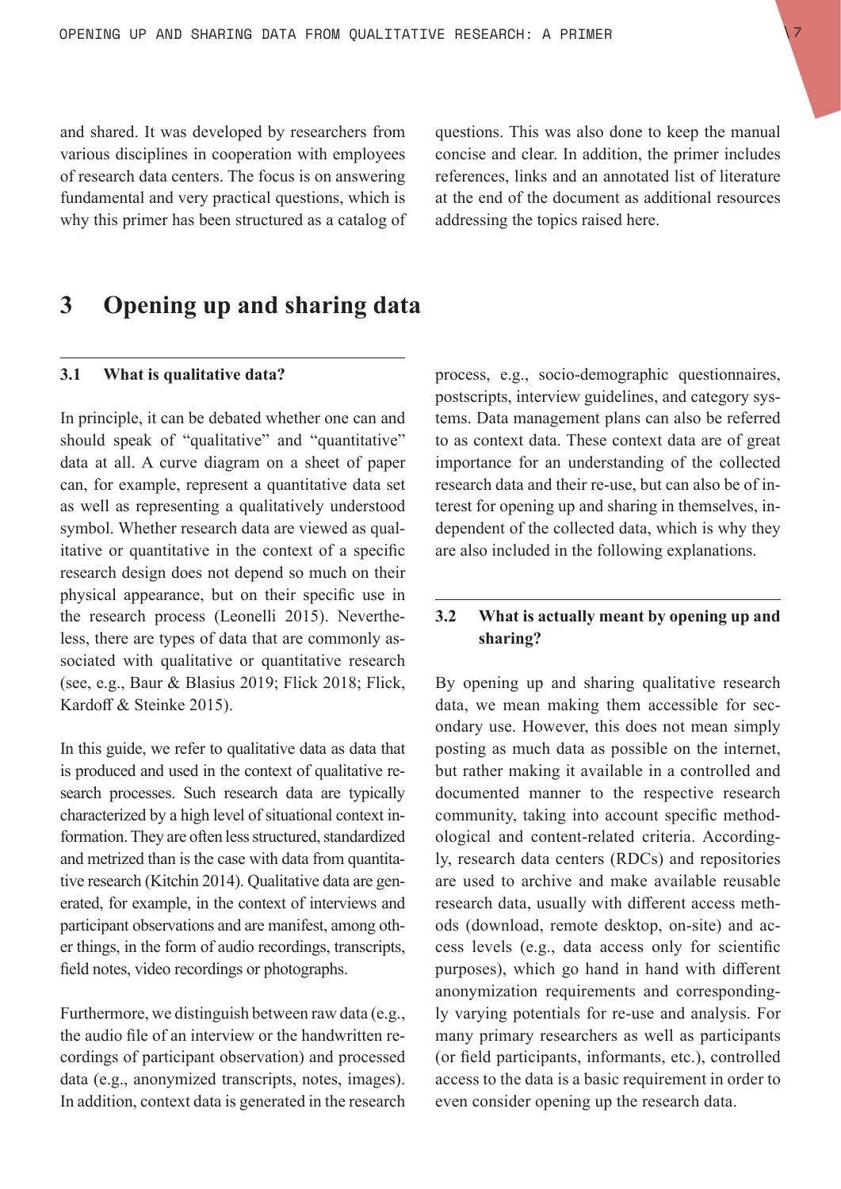and shared. It was developed by researchers from various disciplines in cooperation with employees of research data centers. The focus is on answering fundamental and very practical questions, which is why this primer has been structured as a catalog of questions. This was also done to keep the manual concise and clear. In addition, the primer includes references, links and an annotated list of literature at the end of the document as additional resources addressing the topics raised here.

# 3 Opening up and sharing data

## 3.1 What is qualitative data?

In principle, it can be debated whether one can and should speak of "qualitative" and "quantitative" data at all. A curve diagram on a sheet of paper can, for example, represent a quantitative data set as well as representing a qualitatively understood symbol. Whether research data are viewed as qualitative or quantitative in the context of a specific research design does not depend so much on their physical appearance, but on their specific use in the research process (Leonelli 2015). Nevertheless, there are types of data that are commonly associated with qualitative or quantitative research (see, e.g., Baur & Blasius 2019; Flick 2018; Flick, Kardoff & Steinke 2015).

In this guide, we refer to qualitative data as data that is produced and used in the context of qualitative research processes. Such research data are typically characterized by a high level of situational context information. They are often less structured, standardized and metrized than is the case with data from quantitative research (Kitchin 2014). Qualitative data are generated, for example, in the context of interviews and participant observations and are manifest, among other things, in the form of audio recordings, transcripts, field notes, video recordings or photographs.

Furthermore, we distinguish between raw data (e.g., the audio file of an interview or the handwritten recordings of participant observation) and processed data (e.g., anonymized transcripts, notes, images). In addition, context data is generated in the research process, e.g., socio-demographic questionnaires, postscripts, interview guidelines, and category systems. Data management plans can also be referred to as context data. These context data are of great importance for an understanding of the collected research data and their re-use, but can also be of interest for opening up and sharing in themselves, independent of the collected data, which is why they are also included in the following explanations.

## 3.2 What is actually meant by opening up and sharing?

By opening up and sharing qualitative research data, we mean making them accessible for secondary use. However, this does not mean simply posting as much data as possible on the internet, but rather making it available in a controlled and documented manner to the respective research community, taking into account specific methodological and content-related criteria. Accordingly, research data centers (RDCs) and repositories are used to archive and make available reusable research data, usually with different access methods (download, remote desktop, on-site) and access levels (e.g., data access only for scientific purposes), which go hand in hand with different anonymization requirements and correspondingly varying potentials for re-use and analysis. For many primary researchers as well as participants (or field participants, informants, etc.), controlled access to the data is a basic requirement in order to even consider opening up the research data.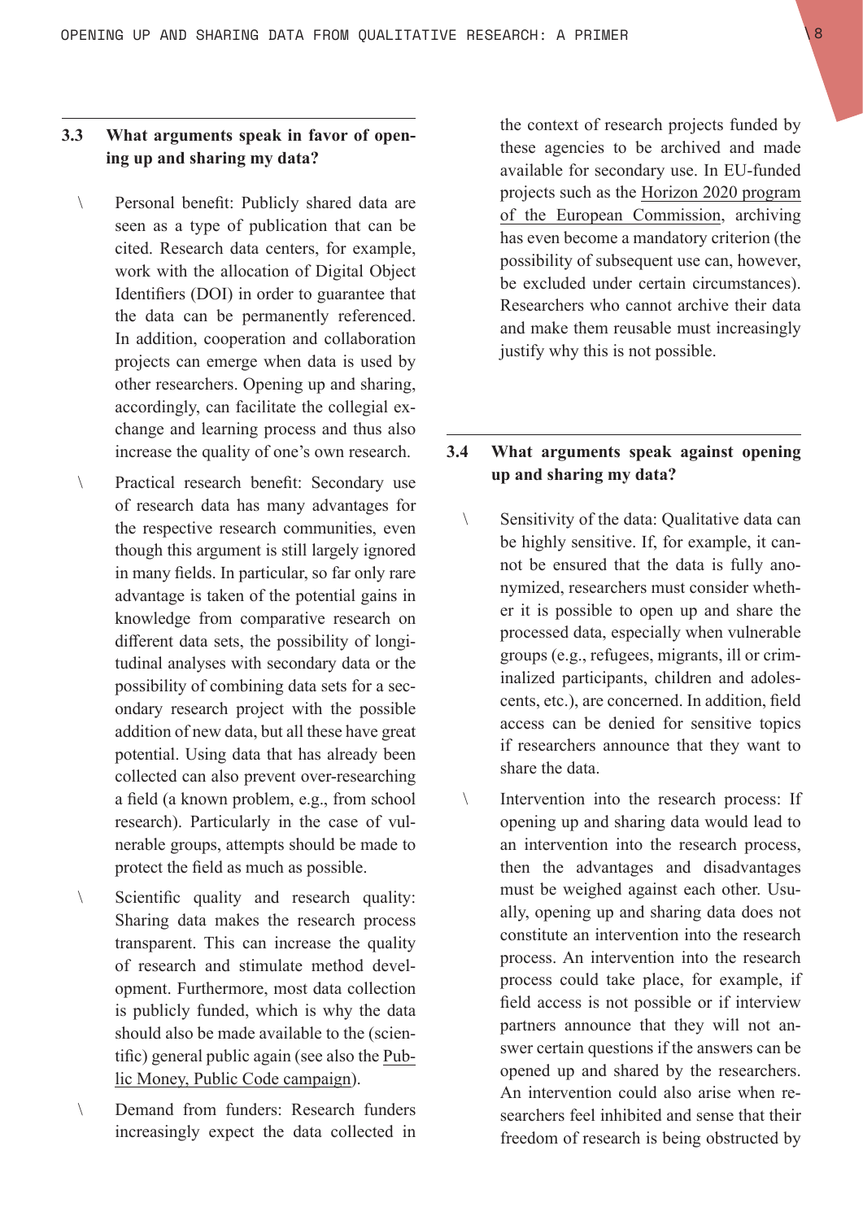### 3.3 What arguments speak in favor of opening up and sharing my data?

- Personal benefit: Publicly shared data are seen as a type of publication that can be cited. Research data centers, for example, work with the allocation of Digital Object Identifiers (DOI) in order to guarantee that the data can be permanently referenced. In addition, cooperation and collaboration projects can emerge when data is used by other researchers. Opening up and sharing, accordingly, can facilitate the collegial exchange and learning process and thus also increase the quality of one's own research.
- Practical research benefit: Secondary use of research data has many advantages for the respective research communities, even though this argument is still largely ignored in many fields. In particular, so far only rare advantage is taken of the potential gains in knowledge from comparative research on different data sets, the possibility of longitudinal analyses with secondary data or the possibility of combining data sets for a secondary research project with the possible addition of new data, but all these have great potential. Using data that has already been collected can also prevent over-researching a field (a known problem, e.g., from school research). Particularly in the case of vulnerable groups, attempts should be made to protect the field as much as possible.
- Scientific quality and research quality: Sharing data makes the research process transparent. This can increase the quality of research and stimulate method development. Furthermore, most data collection is publicly funded, which is why the data should also be made available to the (scientific) general public again (see also the Public Money, Public Code campaign).
- Demand from funders: Research funders increasingly expect the data collected in the context of research projects funded by these agencies to be archived and made available for secondary use. In EU-funded projects such as the Horizon 2020 program of the European Commission, archiving has even become a mandatory criterion (the possibility of subsequent use can, however, be excluded under certain circumstances). Researchers who cannot archive their data and make them reusable must increasingly justify why this is not possible.

### 3.4 What arguments speak against opening up and sharing my data?

- Sensitivity of the data: Qualitative data can be highly sensitive. If, for example, it cannot be ensured that the data is fully anonymized, researchers must consider whether it is possible to open up and share the processed data, especially when vulnerable groups (e.g., refugees, migrants, ill or criminalized participants, children and adolescents, etc.), are concerned. In addition, field access can be denied for sensitive topics if researchers announce that they want to share the data.
- Intervention into the research process: If opening up and sharing data would lead to an intervention into the research process, then the advantages and disadvantages must be weighed against each other. Usually, opening up and sharing data does not constitute an intervention into the research process. An intervention into the research process could take place, for example, if field access is not possible or if interview partners announce that they will not answer certain questions if the answers can be opened up and shared by the researchers. An intervention could also arise when researchers feel inhibited and sense that their freedom of research is being obstructed by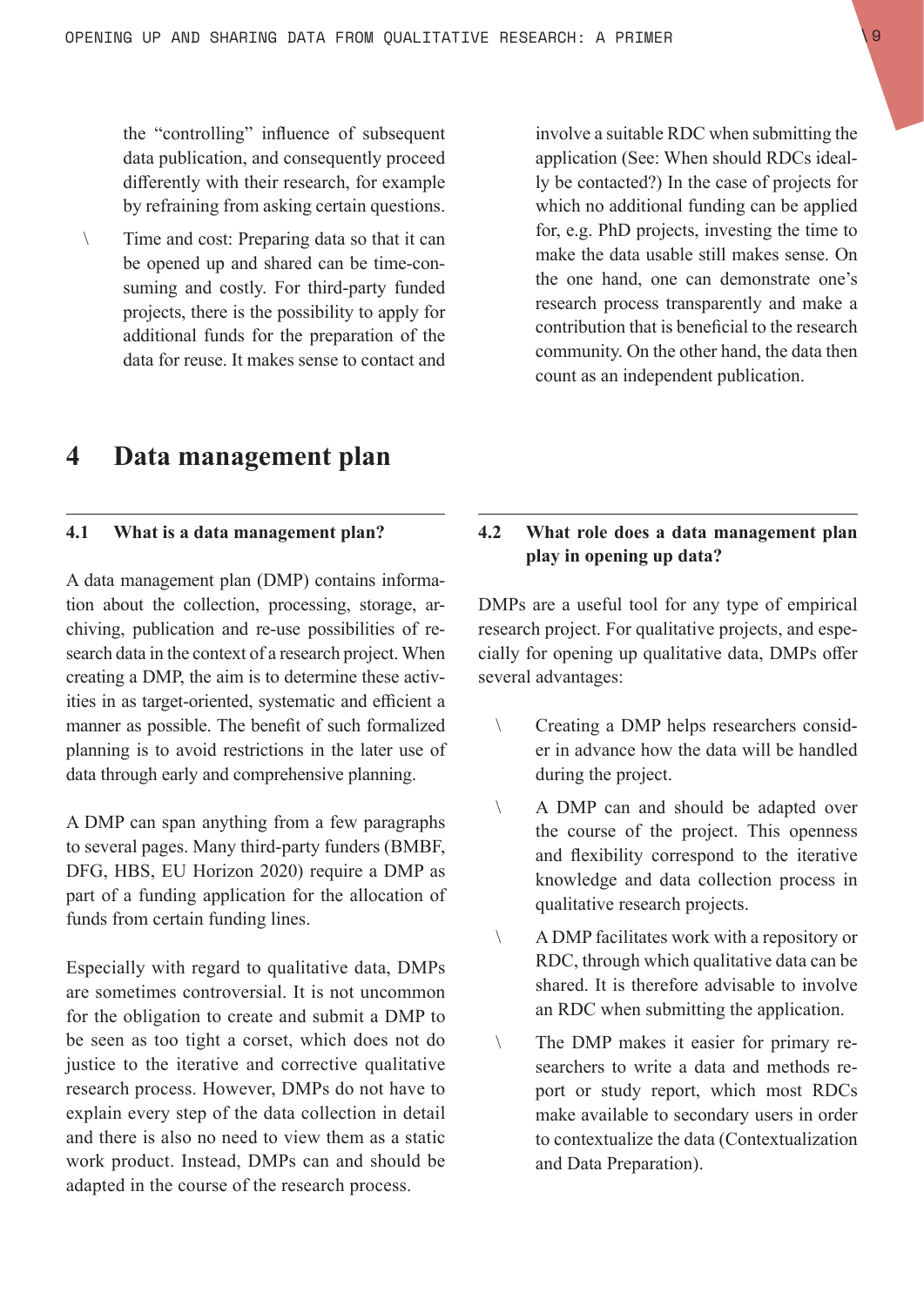the "controlling" influence of subsequent data publication, and consequently proceed differently with their research, for example by refraining from asking certain questions.

- Time and cost: Preparing data so that it can be opened up and shared can be time-consuming and costly. For third-party funded projects, there is the possibility to apply for additional funds for the preparation of the data for reuse. It makes sense to contact and involve a suitable RDC when submitting the application (See: When should RDCs ideally be contacted?) In the case of projects for which no additional funding can be applied for, e.g. PhD projects, investing the time to make the data usable still makes sense. On the one hand, one can demonstrate one's research process transparently and make a contribution that is beneficial to the research community. On the other hand, the data then count as an independent publication.

# 4 Data management plan

## 4.1 What is a data management plan?

A data management plan (DMP) contains information about the collection, processing, storage, archiving, publication and re-use possibilities of research data in the context of a research project. When creating a DMP, the aim is to determine these activities in as target-oriented, systematic and efficient a manner as possible. The benefit of such formalized planning is to avoid restrictions in the later use of data through early and comprehensive planning.

A DMP can span anything from a few paragraphs to several pages. Many third-party funders (BMBF, DFG, HBS, EU Horizon 2020) require a DMP as part of a funding application for the allocation of funds from certain funding lines.

Especially with regard to qualitative data, DMPs are sometimes controversial. It is not uncommon for the obligation to create and submit a DMP to be seen as too tight a corset, which does not do justice to the iterative and corrective qualitative research process. However, DMPs do not have to explain every step of the data collection in detail and there is also no need to view them as a static work product. Instead, DMPs can and should be adapted in the course of the research process.

## 4.2 What role does a data management plan play in opening up data?

DMPs are a useful tool for any type of empirical research project. For qualitative projects, and especially for opening up qualitative data, DMPs offer several advantages:

- Creating a DMP helps researchers consider in advance how the data will be handled during the project.
- A DMP can and should be adapted over the course of the project. This openness and flexibility correspond to the iterative knowledge and data collection process in qualitative research projects.
- A DMP facilitates work with a repository or RDC, through which qualitative data can be shared. It is therefore advisable to involve an RDC when submitting the application.
- The DMP makes it easier for primary researchers to write a data and methods report or study report, which most RDCs make available to secondary users in order to contextualize the data (Contextualization and Data Preparation).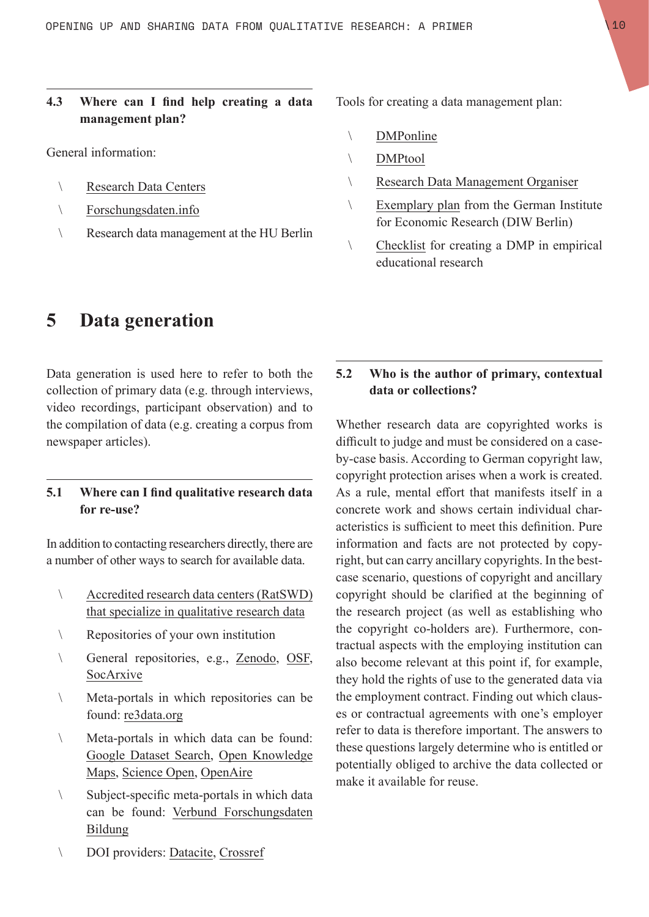### 4.3 Where can I find help creating a data management plan?

General information:

- Research Data Centers
- Forschungsdaten.info
- Research data management at the HU Berlin

Tools for creating a data management plan:

- DMPonline
- DMPtool
- Research Data Management Organiser
- Exemplary plan from the German Institute for Economic Research (DIW Berlin)
- Checklist for creating a DMP in empirical educational research

## 5 Data generation

Data generation is used here to refer to both the collection of primary data (e.g. through interviews, video recordings, participant observation) and to the compilation of data (e.g. creating a corpus from newspaper articles).

### 5.1 Where can I find qualitative research data for re-use?

In addition to contacting researchers directly, there are a number of other ways to search for available data.

- Accredited research data centers (RatSWD) that specialize in qualitative research data
- Repositories of your own institution
- General repositories, e.g., Zenodo, OSF, SocArxive
- Meta-portals in which repositories can be found: re3data.org
- Meta-portals in which data can be found: Google Dataset Search, Open Knowledge Maps, Science Open, OpenAire
- Subject-specific meta-portals in which data can be found: Verbund Forschungsdaten Bildung
- DOI providers: Datacite, Crossref

### 5.2 Who is the author of primary, contextual data or collections?

Whether research data are copyrighted works is difficult to judge and must be considered on a case-by-case basis. According to German copyright law, copyright protection arises when a work is created. As a rule, mental effort that manifests itself in a concrete work and shows certain individual characteristics is sufficient to meet this definition. Pure information and facts are not protected by copyright, but can carry ancillary copyrights. In the best-case scenario, questions of copyright and ancillary copyright should be clarified at the beginning of the research project (as well as establishing who the copyright co-holders are). Furthermore, contractual aspects with the employing institution can also become relevant at this point if, for example, they hold the rights of use to the generated data via the employment contract. Finding out which clauses or contractual agreements with one's employer refer to data is therefore important. The answers to these questions largely determine who is entitled or potentially obliged to archive the data collected or make it available for reuse.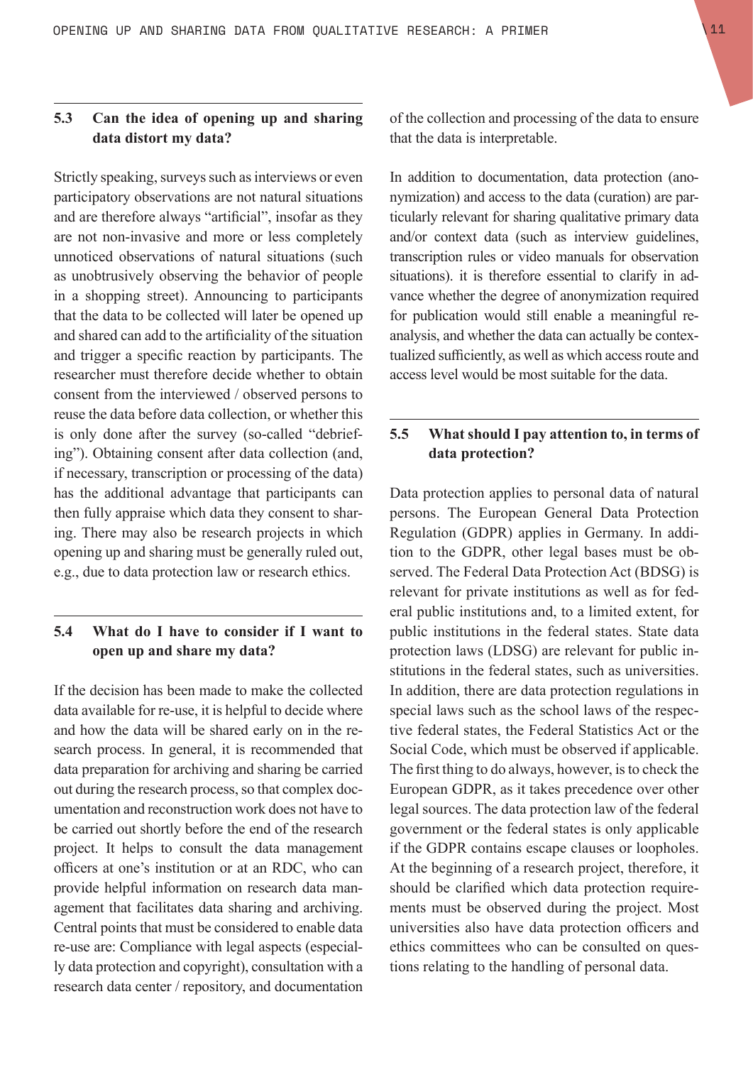## 5.3 Can the idea of opening up and sharing data distort my data?

Strictly speaking, surveys such as interviews or even participatory observations are not natural situations and are therefore always "artificial", insofar as they are not non-invasive and more or less completely unnoticed observations of natural situations (such as unobtrusively observing the behavior of people in a shopping street). Announcing to participants that the data to be collected will later be opened up and shared can add to the artificiality of the situation and trigger a specific reaction by participants. The researcher must therefore decide whether to obtain consent from the interviewed / observed persons to reuse the data before data collection, or whether this is only done after the survey (so-called "debriefing"). Obtaining consent after data collection (and, if necessary, transcription or processing of the data) has the additional advantage that participants can then fully appraise which data they consent to sharing. There may also be research projects in which opening up and sharing must be generally ruled out, e.g., due to data protection law or research ethics.

## 5.4 What do I have to consider if I want to open up and share my data?

If the decision has been made to make the collected data available for re-use, it is helpful to decide where and how the data will be shared early on in the research process. In general, it is recommended that data preparation for archiving and sharing be carried out during the research process, so that complex documentation and reconstruction work does not have to be carried out shortly before the end of the research project. It helps to consult the data management officers at one's institution or at an RDC, who can provide helpful information on research data management that facilitates data sharing and archiving. Central points that must be considered to enable data re-use are: Compliance with legal aspects (especially data protection and copyright), consultation with a research data center / repository, and documentation of the collection and processing of the data to ensure that the data is interpretable.

In addition to documentation, data protection (anonymization) and access to the data (curation) are particularly relevant for sharing qualitative primary data and/or context data (such as interview guidelines, transcription rules or video manuals for observation situations). it is therefore essential to clarify in advance whether the degree of anonymization required for publication would still enable a meaningful re-analysis, and whether the data can actually be contextualized sufficiently, as well as which access route and access level would be most suitable for the data.

## 5.5 What should I pay attention to, in terms of data protection?

Data protection applies to personal data of natural persons. The European General Data Protection Regulation (GDPR) applies in Germany. In addition to the GDPR, other legal bases must be observed. The Federal Data Protection Act (BDSG) is relevant for private institutions as well as for federal public institutions and, to a limited extent, for public institutions in the federal states. State data protection laws (LDSG) are relevant for public institutions in the federal states, such as universities. In addition, there are data protection regulations in special laws such as the school laws of the respective federal states, the Federal Statistics Act or the Social Code, which must be observed if applicable. The first thing to do always, however, is to check the European GDPR, as it takes precedence over other legal sources. The data protection law of the federal government or the federal states is only applicable if the GDPR contains escape clauses or loopholes. At the beginning of a research project, therefore, it should be clarified which data protection requirements must be observed during the project. Most universities also have data protection officers and ethics committees who can be consulted on questions relating to the handling of personal data.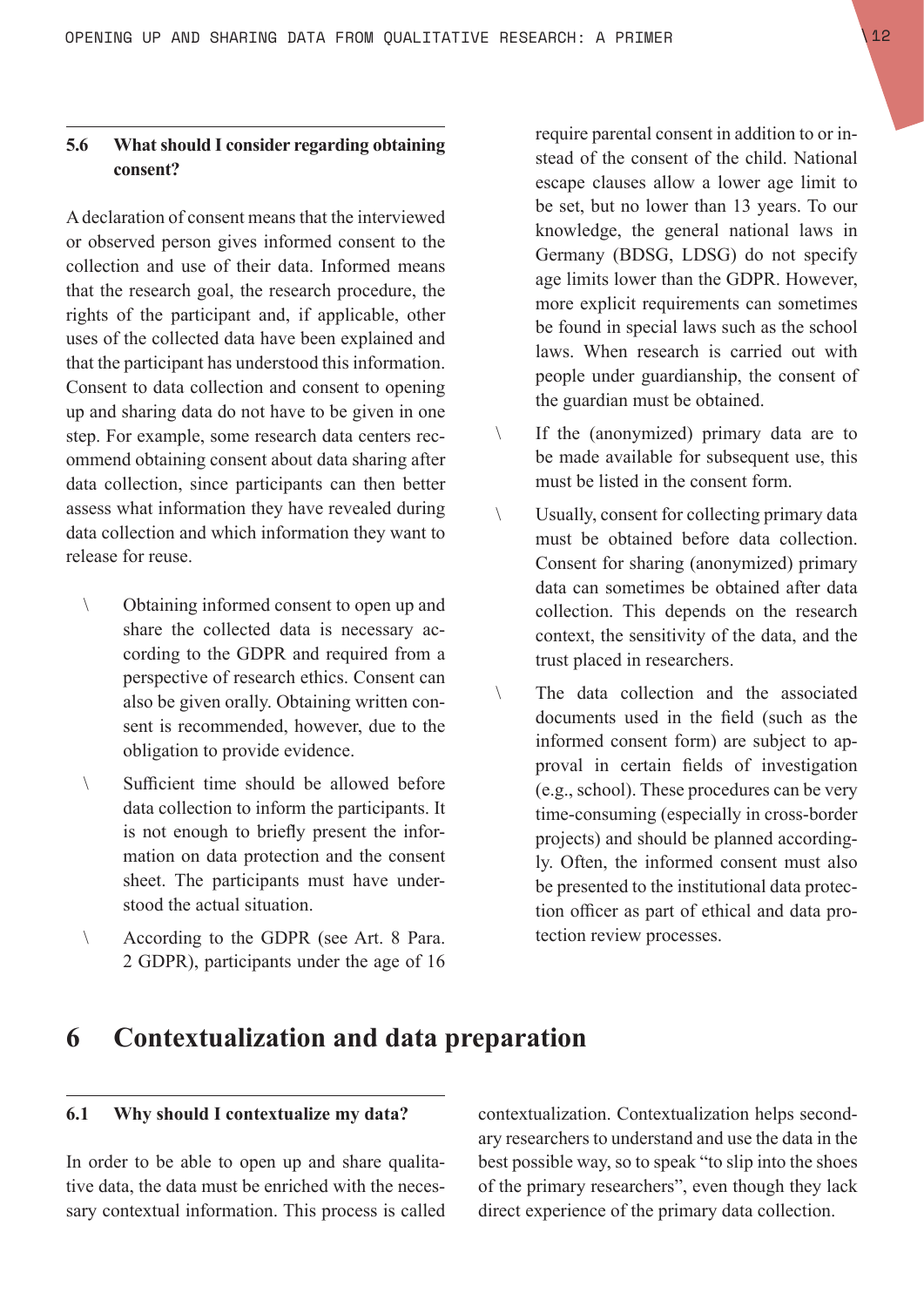### 5.6 What should I consider regarding obtaining consent?

A declaration of consent means that the interviewed or observed person gives informed consent to the collection and use of their data. Informed means that the research goal, the research procedure, the rights of the participant and, if applicable, other uses of the collected data have been explained and that the participant has understood this information. Consent to data collection and consent to opening up and sharing data do not have to be given in one step. For example, some research data centers recommend obtaining consent about data sharing after data collection, since participants can then better assess what information they have revealed during data collection and which information they want to release for reuse.

- Obtaining informed consent to open up and share the collected data is necessary according to the GDPR and required from a perspective of research ethics. Consent can also be given orally. Obtaining written consent is recommended, however, due to the obligation to provide evidence.
- Sufficient time should be allowed before data collection to inform the participants. It is not enough to briefly present the information on data protection and the consent sheet. The participants must have understood the actual situation.
- According to the GDPR (see Art. 8 Para. 2 GDPR), participants under the age of 16 require parental consent in addition to or instead of the consent of the child. National escape clauses allow a lower age limit to be set, but no lower than 13 years. To our knowledge, the general national laws in Germany (BDSG, LDSG) do not specify age limits lower than the GDPR. However, more explicit requirements can sometimes be found in special laws such as the school laws. When research is carried out with people under guardianship, the consent of the guardian must be obtained.
- If the (anonymized) primary data are to be made available for subsequent use, this must be listed in the consent form.
- Usually, consent for collecting primary data must be obtained before data collection. Consent for sharing (anonymized) primary data can sometimes be obtained after data collection. This depends on the research context, the sensitivity of the data, and the trust placed in researchers.
- The data collection and the associated documents used in the field (such as the informed consent form) are subject to approval in certain fields of investigation (e.g., school). These procedures can be very time-consuming (especially in cross-border projects) and should be planned accordingly. Often, the informed consent must also be presented to the institutional data protection officer as part of ethical and data protection review processes.

# 6 Contextualization and data preparation

### 6.1 Why should I contextualize my data?

In order to be able to open up and share qualitative data, the data must be enriched with the necessary contextual information. This process is called contextualization. Contextualization helps secondary researchers to understand and use the data in the best possible way, so to speak "to slip into the shoes of the primary researchers", even though they lack direct experience of the primary data collection.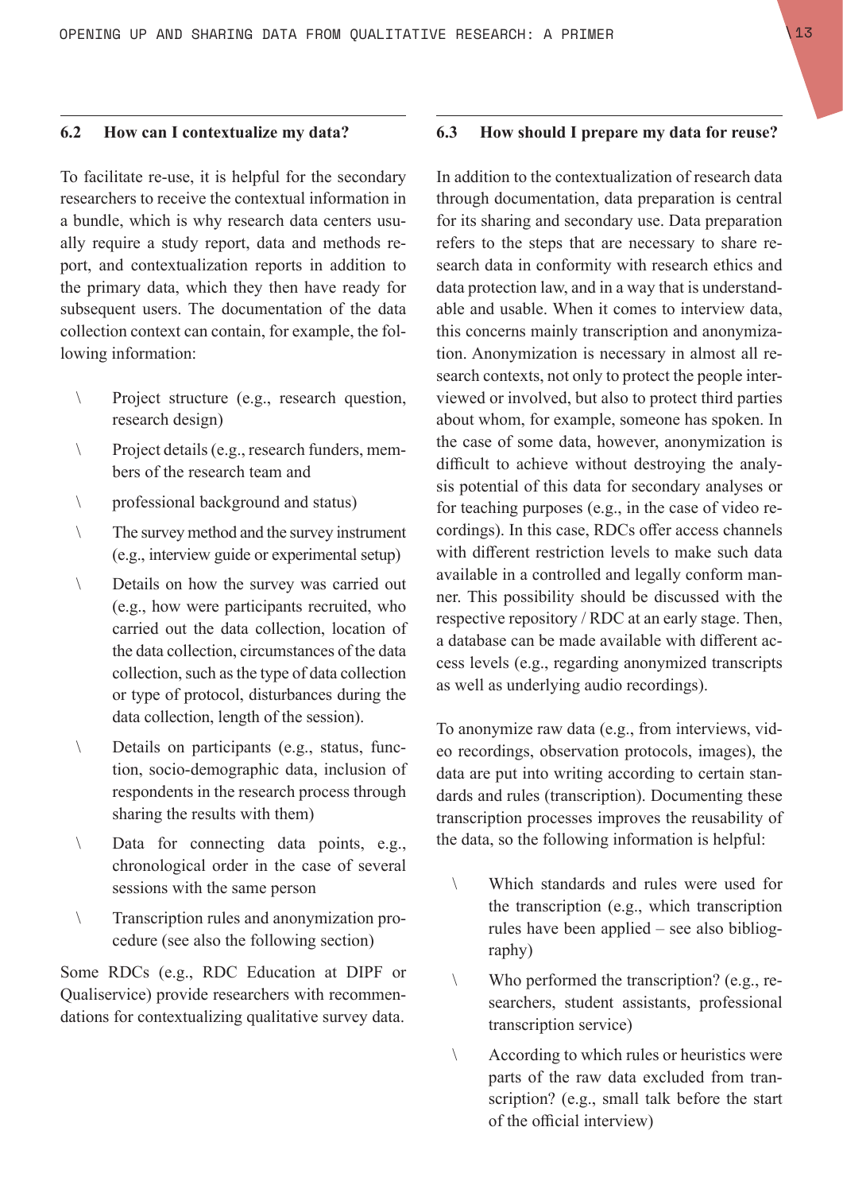### 6.2 How can I contextualize my data?

To facilitate re-use, it is helpful for the secondary researchers to receive the contextual information in a bundle, which is why research data centers usually require a study report, data and methods report, and contextualization reports in addition to the primary data, which they then have ready for subsequent users. The documentation of the data collection context can contain, for example, the following information:

- Project structure (e.g., research question, research design)
- Project details (e.g., research funders, members of the research team and
- professional background and status)
- The survey method and the survey instrument (e.g., interview guide or experimental setup)
- Details on how the survey was carried out (e.g., how were participants recruited, who carried out the data collection, location of the data collection, circumstances of the data collection, such as the type of data collection or type of protocol, disturbances during the data collection, length of the session).
- Details on participants (e.g., status, function, socio-demographic data, inclusion of respondents in the research process through sharing the results with them)
- Data for connecting data points, e.g., chronological order in the case of several sessions with the same person
- Transcription rules and anonymization procedure (see also the following section)

Some RDCs (e.g., RDC Education at DIPF or Qualiservice) provide researchers with recommendations for contextualizing qualitative survey data.

### 6.3 How should I prepare my data for reuse?

In addition to the contextualization of research data through documentation, data preparation is central for its sharing and secondary use. Data preparation refers to the steps that are necessary to share research data in conformity with research ethics and data protection law, and in a way that is understandable and usable. When it comes to interview data, this concerns mainly transcription and anonymization. Anonymization is necessary in almost all research contexts, not only to protect the people interviewed or involved, but also to protect third parties about whom, for example, someone has spoken. In the case of some data, however, anonymization is difficult to achieve without destroying the analysis potential of this data for secondary analyses or for teaching purposes (e.g., in the case of video recordings). In this case, RDCs offer access channels with different restriction levels to make such data available in a controlled and legally conform manner. This possibility should be discussed with the respective repository / RDC at an early stage. Then, a database can be made available with different access levels (e.g., regarding anonymized transcripts as well as underlying audio recordings).

To anonymize raw data (e.g., from interviews, video recordings, observation protocols, images), the data are put into writing according to certain standards and rules (transcription). Documenting these transcription processes improves the reusability of the data, so the following information is helpful:

- Which standards and rules were used for the transcription (e.g., which transcription rules have been applied – see also bibliography)
- Who performed the transcription? (e.g., researchers, student assistants, professional transcription service)
- According to which rules or heuristics were parts of the raw data excluded from transcription? (e.g., small talk before the start of the official interview)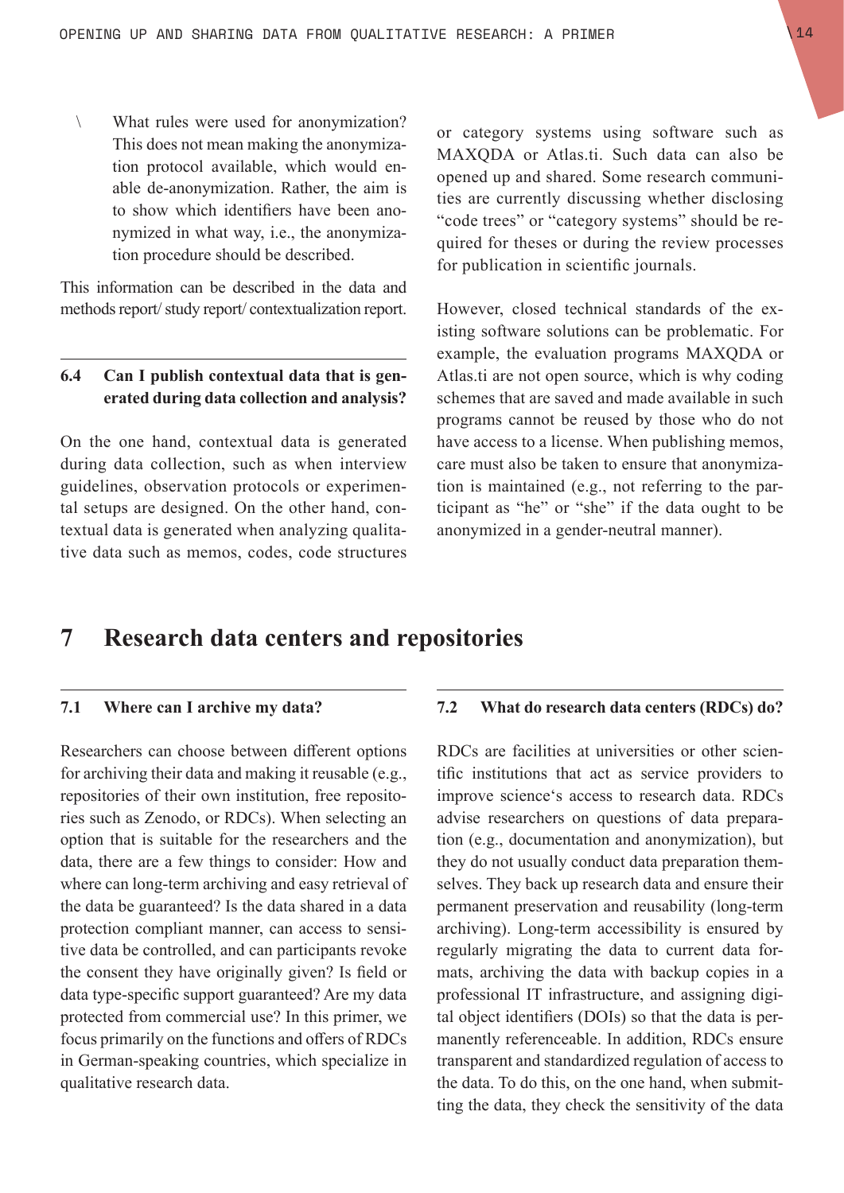- What rules were used for anonymization? This does not mean making the anonymization protocol available, which would enable de-anonymization. Rather, the aim is to show which identifiers have been anonymized in what way, i.e., the anonymization procedure should be described.

This information can be described in the data and methods report/ study report/ contextualization report.

### 6.4 Can I publish contextual data that is generated during data collection and analysis?

On the one hand, contextual data is generated during data collection, such as when interview guidelines, observation protocols or experimental setups are designed. On the other hand, contextual data is generated when analyzing qualitative data such as memos, codes, code structures or category systems using software such as MAXQDA or Atlas.ti. Such data can also be opened up and shared. Some research communities are currently discussing whether disclosing "code trees" or "category systems" should be required for theses or during the review processes for publication in scientific journals.

However, closed technical standards of the existing software solutions can be problematic. For example, the evaluation programs MAXQDA or Atlas.ti are not open source, which is why coding schemes that are saved and made available in such programs cannot be reused by those who do not have access to a license. When publishing memos, care must also be taken to ensure that anonymization is maintained (e.g., not referring to the participant as "he" or "she" if the data ought to be anonymized in a gender-neutral manner).

## 7 Research data centers and repositories

### 7.1 Where can I archive my data?

Researchers can choose between different options for archiving their data and making it reusable (e.g., repositories of their own institution, free repositories such as Zenodo, or RDCs). When selecting an option that is suitable for the researchers and the data, there are a few things to consider: How and where can long-term archiving and easy retrieval of the data be guaranteed? Is the data shared in a data protection compliant manner, can access to sensitive data be controlled, and can participants revoke the consent they have originally given? Is field or data type-specific support guaranteed? Are my data protected from commercial use? In this primer, we focus primarily on the functions and offers of RDCs in German-speaking countries, which specialize in qualitative research data.

### 7.2 What do research data centers (RDCs) do?

RDCs are facilities at universities or other scientific institutions that act as service providers to improve science's access to research data. RDCs advise researchers on questions of data preparation (e.g., documentation and anonymization), but they do not usually conduct data preparation themselves. They back up research data and ensure their permanent preservation and reusability (long-term archiving). Long-term accessibility is ensured by regularly migrating the data to current data formats, archiving the data with backup copies in a professional IT infrastructure, and assigning digital object identifiers (DOIs) so that the data is permanently referenceable. In addition, RDCs ensure transparent and standardized regulation of access to the data. To do this, on the one hand, when submitting the data, they check the sensitivity of the data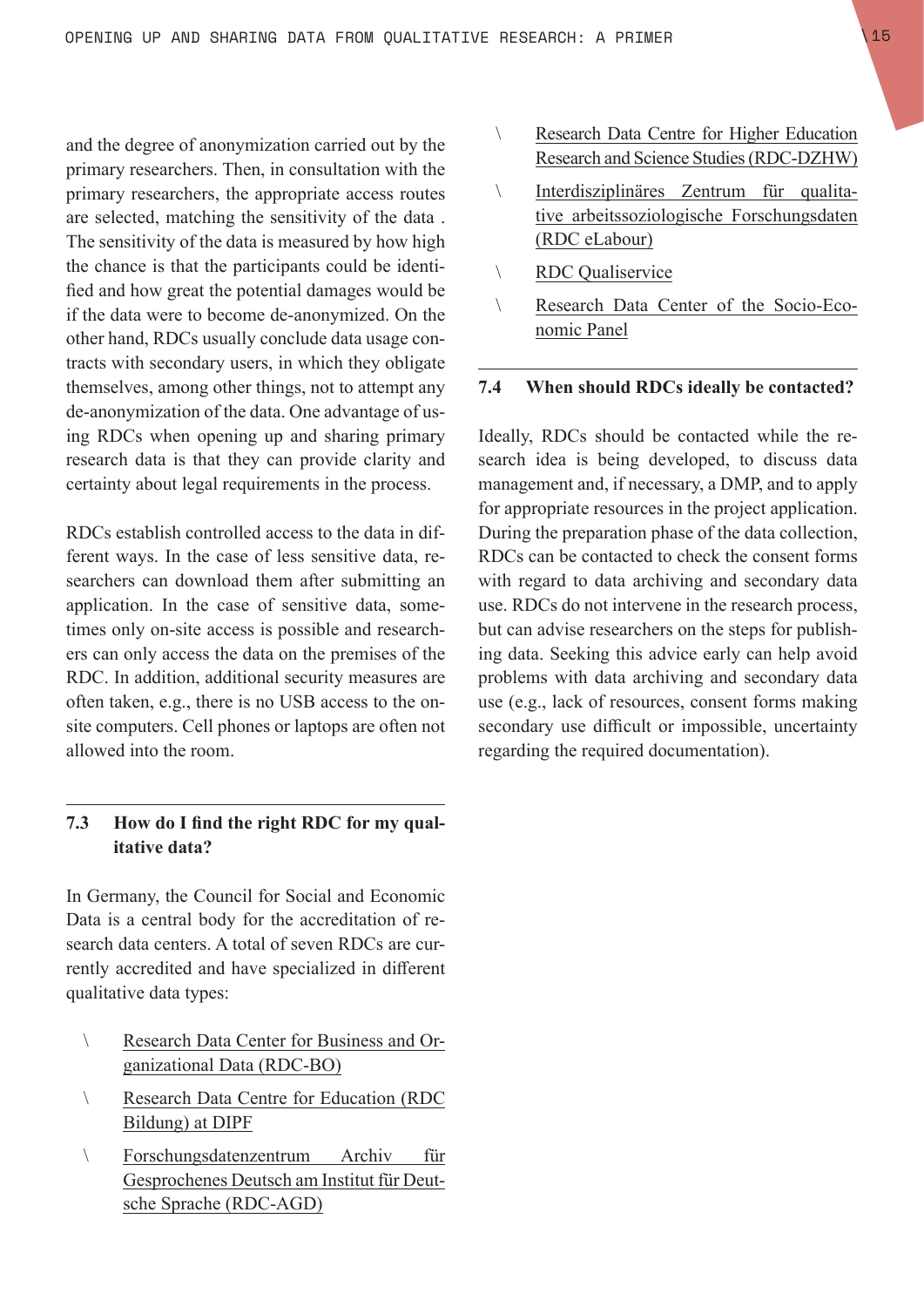and the degree of anonymization carried out by the primary researchers. Then, in consultation with the primary researchers, the appropriate access routes are selected, matching the sensitivity of the data . The sensitivity of the data is measured by how high the chance is that the participants could be identified and how great the potential damages would be if the data were to become de-anonymized. On the other hand, RDCs usually conclude data usage contracts with secondary users, in which they obligate themselves, among other things, not to attempt any de-anonymization of the data. One advantage of using RDCs when opening up and sharing primary research data is that they can provide clarity and certainty about legal requirements in the process.

RDCs establish controlled access to the data in different ways. In the case of less sensitive data, researchers can download them after submitting an application. In the case of sensitive data, sometimes only on-site access is possible and researchers can only access the data on the premises of the RDC. In addition, additional security measures are often taken, e.g., there is no USB access to the on-site computers. Cell phones or laptops are often not allowed into the room.

## 7.3 How do I find the right RDC for my qualitative data?

In Germany, the Council for Social and Economic Data is a central body for the accreditation of research data centers. A total of seven RDCs are currently accredited and have specialized in different qualitative data types:

- Research Data Center for Business and Organizational Data (RDC-BO)
- Research Data Centre for Education (RDC Bildung) at DIPF
- Forschungsdatenzentrum Archiv für Gesprochenes Deutsch am Institut für Deutsche Sprache (RDC-AGD)
- Research Data Centre for Higher Education Research and Science Studies (RDC-DZHW)
- Interdisziplinäres Zentrum für qualitative arbeitssoziologische Forschungsdaten (RDC eLabour)
- RDC Qualiservice
- Research Data Center of the Socio-Economic Panel

## 7.4 When should RDCs ideally be contacted?

Ideally, RDCs should be contacted while the research idea is being developed, to discuss data management and, if necessary, a DMP, and to apply for appropriate resources in the project application. During the preparation phase of the data collection, RDCs can be contacted to check the consent forms with regard to data archiving and secondary data use. RDCs do not intervene in the research process, but can advise researchers on the steps for publishing data. Seeking this advice early can help avoid problems with data archiving and secondary data use (e.g., lack of resources, consent forms making secondary use difficult or impossible, uncertainty regarding the required documentation).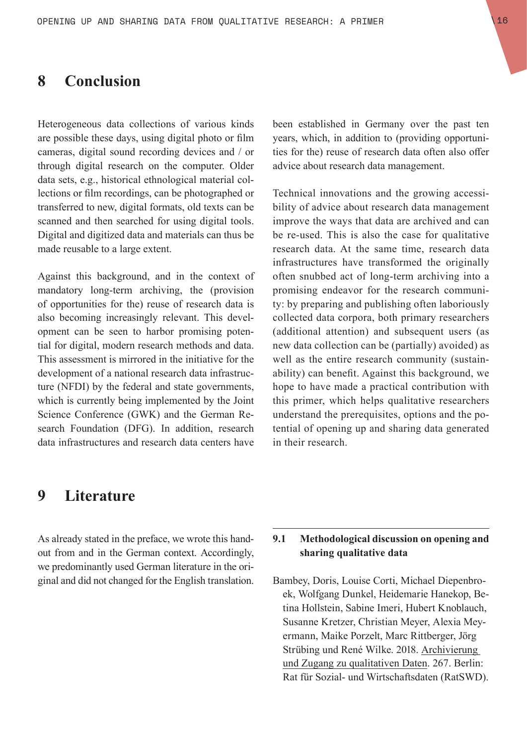# 8 Conclusion

Heterogeneous data collections of various kinds are possible these days, using digital photo or film cameras, digital sound recording devices and / or through digital research on the computer. Older data sets, e.g., historical ethnological material collections or film recordings, can be photographed or transferred to new, digital formats, old texts can be scanned and then searched for using digital tools. Digital and digitized data and materials can thus be made reusable to a large extent.

Against this background, and in the context of mandatory long-term archiving, the (provision of opportunities for the) reuse of research data is also becoming increasingly relevant. This development can be seen to harbor promising potential for digital, modern research methods and data. This assessment is mirrored in the initiative for the development of a national research data infrastructure (NFDI) by the federal and state governments, which is currently being implemented by the Joint Science Conference (GWK) and the German Research Foundation (DFG). In addition, research data infrastructures and research data centers have been established in Germany over the past ten years, which, in addition to (providing opportunities for the) reuse of research data often also offer advice about research data management.

Technical innovations and the growing accessibility of advice about research data management improve the ways that data are archived and can be re-used. This is also the case for qualitative research data. At the same time, research data infrastructures have transformed the originally often snubbed act of long-term archiving into a promising endeavor for the research community: by preparing and publishing often laboriously collected data corpora, both primary researchers (additional attention) and subsequent users (as new data collection can be (partially) avoided) as well as the entire research community (sustainability) can benefit. Against this background, we hope to have made a practical contribution with this primer, which helps qualitative researchers understand the prerequisites, options and the potential of opening up and sharing data generated in their research.

# 9 Literature

As already stated in the preface, we wrote this handout from and in the German context. Accordingly, we predominantly used German literature in the original and did not changed for the English translation.

## 9.1 Methodological discussion on opening and sharing qualitative data

Bambey, Doris, Louise Corti, Michael Diepenbroek, Wolfgang Dunkel, Heidemarie Hanekop, Betina Hollstein, Sabine Imeri, Hubert Knoblauch, Susanne Kretzer, Christian Meyer, Alexia Meyermann, Maike Porzelt, Marc Rittberger, Jörg Strübing und René Wilke. 2018. Archivierung und Zugang zu qualitativen Daten. 267. Berlin: Rat für Sozial- und Wirtschaftsdaten (RatSWD).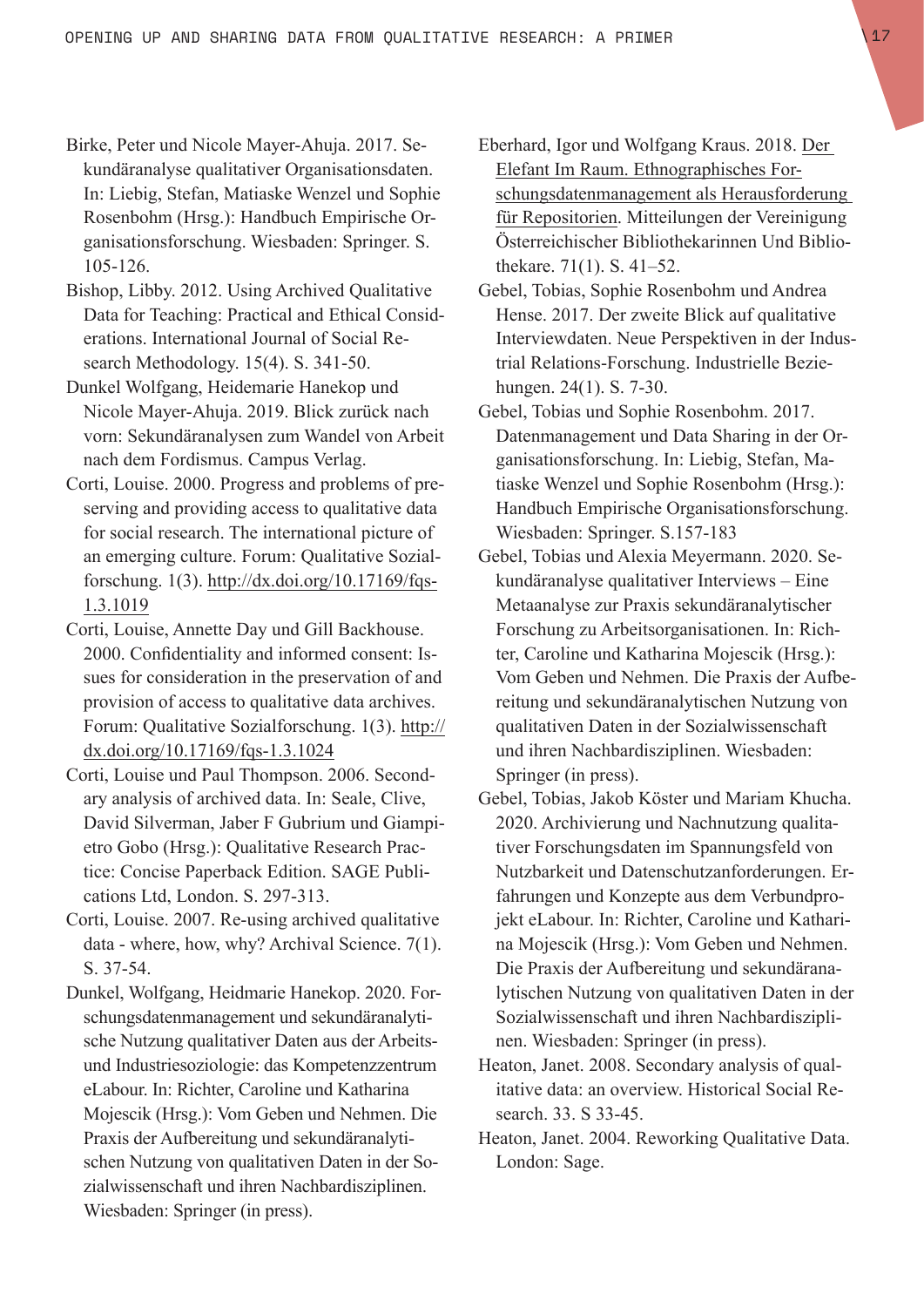Birke, Peter und Nicole Mayer-Ahuja. 2017. Sekundäranalyse qualitativer Organisationsdaten. In: Liebig, Stefan, Matiaske Wenzel und Sophie Rosenbohm (Hrsg.): Handbuch Empirische Organisationsforschung. Wiesbaden: Springer. S. 105-126.

Bishop, Libby. 2012. Using Archived Qualitative Data for Teaching: Practical and Ethical Considerations. International Journal of Social Research Methodology. 15(4). S. 341-50.

Dunkel Wolfgang, Heidemarie Hanekop und Nicole Mayer-Ahuja. 2019. Blick zurück nach vorn: Sekundäranalysen zum Wandel von Arbeit nach dem Fordismus. Campus Verlag.

Corti, Louise. 2000. Progress and problems of preserving and providing access to qualitative data for social research. The international picture of an emerging culture. Forum: Qualitative Sozialforschung. 1(3). http://dx.doi.org/10.17169/fqs-1.3.1019

Corti, Louise, Annette Day und Gill Backhouse. 2000. Confidentiality and informed consent: Issues for consideration in the preservation of and provision of access to qualitative data archives. Forum: Qualitative Sozialforschung. 1(3). http://dx.doi.org/10.17169/fqs-1.3.1024

Corti, Louise und Paul Thompson. 2006. Secondary analysis of archived data. In: Seale, Clive, David Silverman, Jaber F Gubrium und Giampietro Gobo (Hrsg.): Qualitative Research Practice: Concise Paperback Edition. SAGE Publications Ltd, London. S. 297-313.

Corti, Louise. 2007. Re-using archived qualitative data - where, how, why? Archival Science. 7(1). S. 37-54.

Dunkel, Wolfgang, Heidmarie Hanekop. 2020. Forschungsdatenmanagement und sekundäranalytische Nutzung qualitativer Daten aus der Arbeits- und Industriesoziologie: das Kompetenzzentrum eLabour. In: Richter, Caroline und Katharina Mojescik (Hrsg.): Vom Geben und Nehmen. Die Praxis der Aufbereitung und sekundäranalytischen Nutzung von qualitativen Daten in der Sozialwissenschaft und ihren Nachbardisziplinen. Wiesbaden: Springer (in press).

Eberhard, Igor und Wolfgang Kraus. 2018. Der Elefant Im Raum. Ethnographisches Forschungsdatenmanagement als Herausforderung für Repositorien. Mitteilungen der Vereinigung Österreichischer Bibliothekarinnen Und Bibliothekare. 71(1). S. 41–52.

Gebel, Tobias, Sophie Rosenbohm und Andrea Hense. 2017. Der zweite Blick auf qualitative Interviewdaten. Neue Perspektiven in der Industrial Relations-Forschung. Industrielle Beziehungen. 24(1). S. 7-30.

Gebel, Tobias und Sophie Rosenbohm. 2017. Datenmanagement und Data Sharing in der Organisationsforschung. In: Liebig, Stefan, Matiaske Wenzel und Sophie Rosenbohm (Hrsg.): Handbuch Empirische Organisationsforschung. Wiesbaden: Springer. S.157-183

Gebel, Tobias und Alexia Meyermann. 2020. Sekundäranalyse qualitativer Interviews – Eine Metaanalyse zur Praxis sekundäranalytischer Forschung zu Arbeitsorganisationen. In: Richter, Caroline und Katharina Mojescik (Hrsg.): Vom Geben und Nehmen. Die Praxis der Aufbereitung und sekundäranalytischen Nutzung von qualitativen Daten in der Sozialwissenschaft und ihren Nachbardisziplinen. Wiesbaden: Springer (in press).

Gebel, Tobias, Jakob Köster und Mariam Khucha. 2020. Archivierung und Nachnutzung qualitativer Forschungsdaten im Spannungsfeld von Nutzbarkeit und Datenschutzanforderungen. Erfahrungen und Konzepte aus dem Verbundprojekt eLabour. In: Richter, Caroline und Katharina Mojescik (Hrsg.): Vom Geben und Nehmen. Die Praxis der Aufbereitung und sekundäranalytischen Nutzung von qualitativen Daten in der Sozialwissenschaft und ihren Nachbardisziplinen. Wiesbaden: Springer (in press).

Heaton, Janet. 2008. Secondary analysis of qualitative data: an overview. Historical Social Research. 33. S 33-45.

Heaton, Janet. 2004. Reworking Qualitative Data. London: Sage.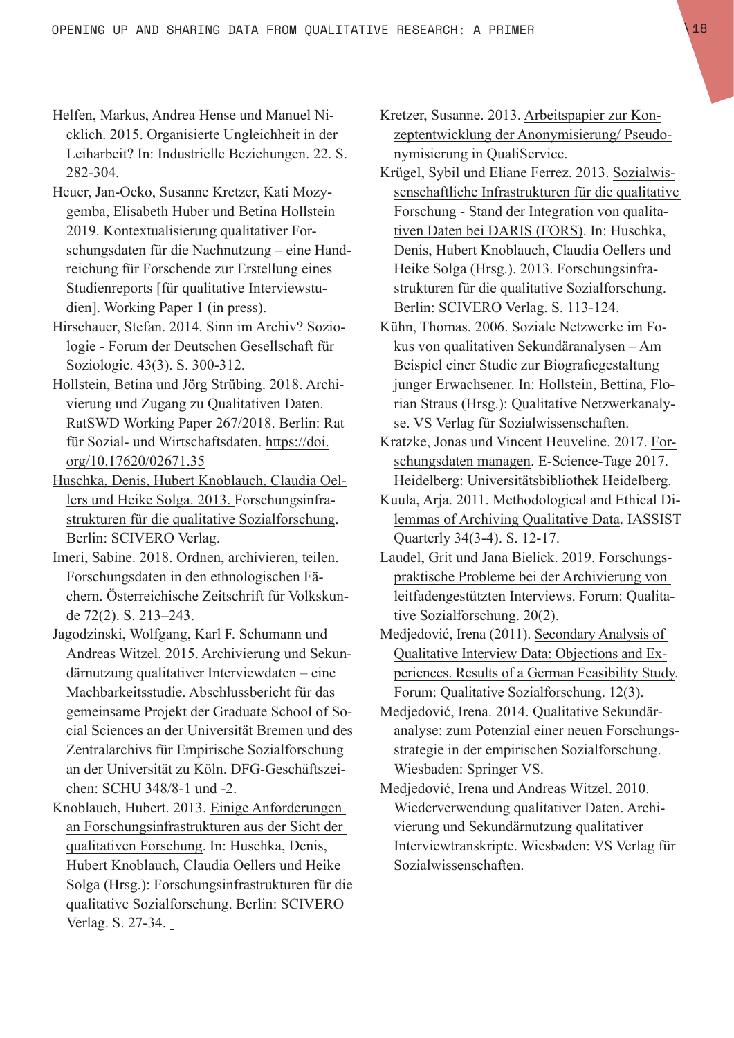Helfen, Markus, Andrea Hense und Manuel Nicklich. 2015. Organisierte Ungleichheit in der Leiharbeit? In: Industrielle Beziehungen. 22. S. 282-304.

Heuer, Jan-Ocko, Susanne Kretzer, Kati Mozygemba, Elisabeth Huber und Betina Hollstein 2019. Kontextualisierung qualitativer Forschungsdaten für die Nachnutzung – eine Handreichung für Forschende zur Erstellung eines Studienreports [für qualitative Interviewstudien]. Working Paper 1 (in press).

Hirschauer, Stefan. 2014. Sinn im Archiv? Soziologie - Forum der Deutschen Gesellschaft für Soziologie. 43(3). S. 300-312.

Hollstein, Betina und Jörg Strübing. 2018. Archivierung und Zugang zu Qualitativen Daten. RatSWD Working Paper 267/2018. Berlin: Rat für Sozial- und Wirtschaftsdaten. https://doi.org/10.17620/02671.35

Huschka, Denis, Hubert Knoblauch, Claudia Oellers und Heike Solga. 2013. Forschungsinfrastrukturen für die qualitative Sozialforschung. Berlin: SCIVERO Verlag.

Imeri, Sabine. 2018. Ordnen, archivieren, teilen. Forschungsdaten in den ethnologischen Fächern. Österreichische Zeitschrift für Volkskunde 72(2). S. 213–243.

Jagodzinski, Wolfgang, Karl F. Schumann und Andreas Witzel. 2015. Archivierung und Sekundärnutzung qualitativer Interviewdaten – eine Machbarkeitsstudie. Abschlussbericht für das gemeinsame Projekt der Graduate School of Social Sciences an der Universität Bremen und des Zentralarchivs für Empirische Sozialforschung an der Universität zu Köln. DFG-Geschäftszeichen: SCHU 348/8-1 und -2.

Knoblauch, Hubert. 2013. Einige Anforderungen an Forschungsinfrastrukturen aus der Sicht der qualitativen Forschung. In: Huschka, Denis, Hubert Knoblauch, Claudia Oellers und Heike Solga (Hrsg.): Forschungsinfrastrukturen für die qualitative Sozialforschung. Berlin: SCIVERO Verlag. S. 27-34.

Kretzer, Susanne. 2013. Arbeitspapier zur Konzeptentwicklung der Anonymisierung/ Pseudonymisierung in QualiService.

Krügel, Sybil und Eliane Ferrez. 2013. Sozialwissenschaftliche Infrastrukturen für die qualitative Forschung - Stand der Integration von qualitativen Daten bei DARIS (FORS). In: Huschka, Denis, Hubert Knoblauch, Claudia Oellers und Heike Solga (Hrsg.). 2013. Forschungsinfrastrukturen für die qualitative Sozialforschung. Berlin: SCIVERO Verlag. S. 113-124.

Kühn, Thomas. 2006. Soziale Netzwerke im Fokus von qualitativen Sekundäranalysen – Am Beispiel einer Studie zur Biografiegestaltung junger Erwachsener. In: Hollstein, Bettina, Florian Straus (Hrsg.): Qualitative Netzwerkanalyse. VS Verlag für Sozialwissenschaften.

Kratzke, Jonas und Vincent Heuveline. 2017. Forschungsdaten managen. E-Science-Tage 2017. Heidelberg: Universitätsbibliothek Heidelberg.

Kuula, Arja. 2011. Methodological and Ethical Dilemmas of Archiving Qualitative Data. IASSIST Quarterly 34(3-4). S. 12-17.

Laudel, Grit und Jana Bielick. 2019. Forschungspraktische Probleme bei der Archivierung von leitfadengestützten Interviews. Forum: Qualitative Sozialforschung. 20(2).

Medjedović, Irena (2011). Secondary Analysis of Qualitative Interview Data: Objections and Experiences. Results of a German Feasibility Study. Forum: Qualitative Sozialforschung. 12(3).

Medjedović, Irena. 2014. Qualitative Sekundäranalyse: zum Potenzial einer neuen Forschungsstrategie in der empirischen Sozialforschung. Wiesbaden: Springer VS.

Medjedović, Irena und Andreas Witzel. 2010. Wiederverwendung qualitativer Daten. Archivierung und Sekundärnutzung qualitativer Interviewtranskripte. Wiesbaden: VS Verlag für Sozialwissenschaften.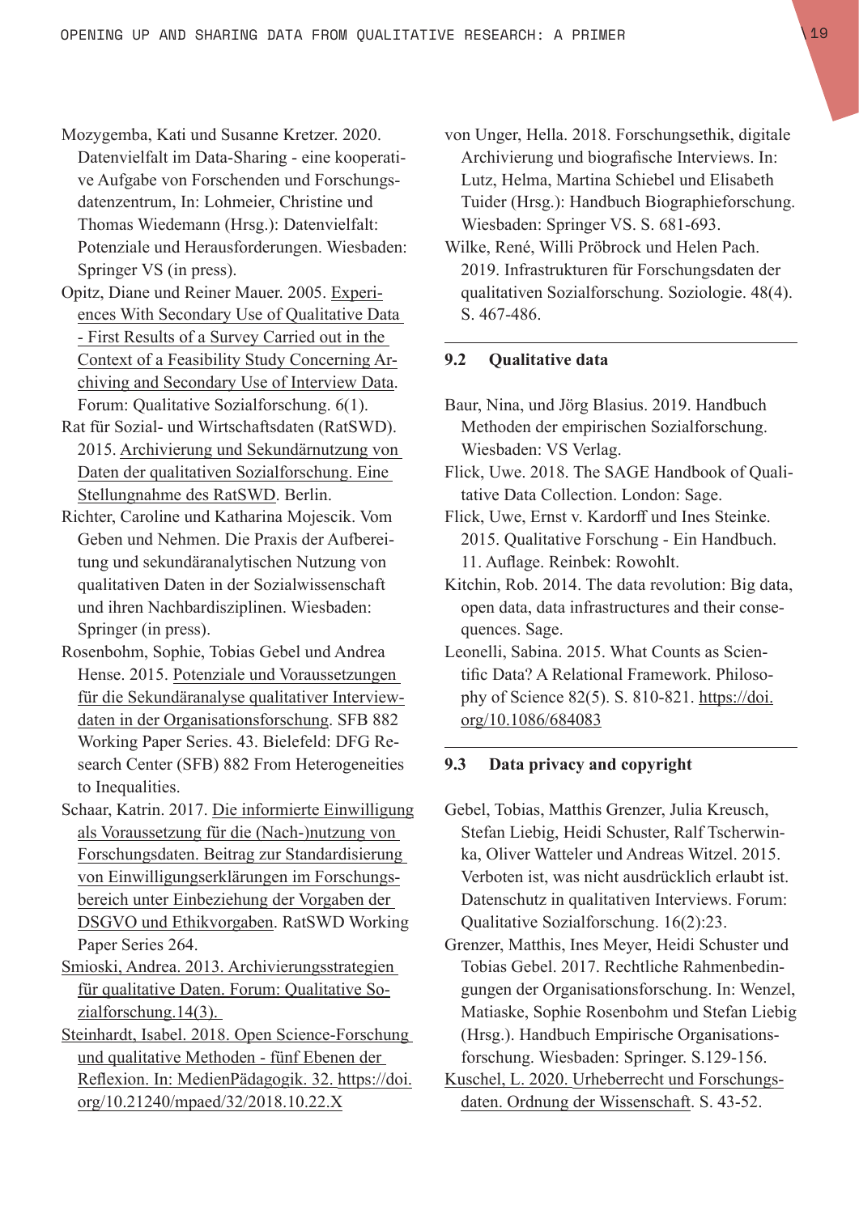Mozygemba, Kati und Susanne Kretzer. 2020. Datenvielfalt im Data-Sharing - eine kooperative Aufgabe von Forschenden und Forschungsdatenzentrum, In: Lohmeier, Christine und Thomas Wiedemann (Hrsg.): Datenvielfalt: Potenziale und Herausforderungen. Wiesbaden: Springer VS (in press).

Opitz, Diane und Reiner Mauer. 2005. Experiences With Secondary Use of Qualitative Data - First Results of a Survey Carried out in the Context of a Feasibility Study Concerning Archiving and Secondary Use of Interview Data. Forum: Qualitative Sozialforschung. 6(1).

Rat für Sozial- und Wirtschaftsdaten (RatSWD). 2015. Archivierung und Sekundärnutzung von Daten der qualitativen Sozialforschung. Eine Stellungnahme des RatSWD. Berlin.

Richter, Caroline und Katharina Mojescik. Vom Geben und Nehmen. Die Praxis der Aufbereitung und sekundäranalytischen Nutzung von qualitativen Daten in der Sozialwissenschaft und ihren Nachbardisziplinen. Wiesbaden: Springer (in press).

Rosenbohm, Sophie, Tobias Gebel und Andrea Hense. 2015. Potenziale und Voraussetzungen für die Sekundäranalyse qualitativer Interviewdaten in der Organisationsforschung. SFB 882 Working Paper Series. 43. Bielefeld: DFG Research Center (SFB) 882 From Heterogeneities to Inequalities.

Schaar, Katrin. 2017. Die informierte Einwilligung als Voraussetzung für die (Nach-)nutzung von Forschungsdaten. Beitrag zur Standardisierung von Einwilligungserklärungen im Forschungsbereich unter Einbeziehung der Vorgaben der DSGVO und Ethikvorgaben. RatSWD Working Paper Series 264.

Smioski, Andrea. 2013. Archivierungsstrategien für qualitative Daten. Forum: Qualitative Sozialforschung.14(3).

Steinhardt, Isabel. 2018. Open Science-Forschung und qualitative Methoden - fünf Ebenen der Reflexion. In: MedienPädagogik. 32. https://doi.org/10.21240/mpaed/32/2018.10.22.X

von Unger, Hella. 2018. Forschungsethik, digitale Archivierung und biografische Interviews. In: Lutz, Helma, Martina Schiebel und Elisabeth Tuider (Hrsg.): Handbuch Biographieforschung. Wiesbaden: Springer VS. S. 681-693.

Wilke, René, Willi Pröbrock und Helen Pach. 2019. Infrastrukturen für Forschungsdaten der qualitativen Sozialforschung. Soziologie. 48(4). S. 467-486.

## 9.2 Qualitative data

Baur, Nina, und Jörg Blasius. 2019. Handbuch Methoden der empirischen Sozialforschung. Wiesbaden: VS Verlag.

Flick, Uwe. 2018. The SAGE Handbook of Qualitative Data Collection. London: Sage.

Flick, Uwe, Ernst v. Kardorff und Ines Steinke. 2015. Qualitative Forschung - Ein Handbuch. 11. Auflage. Reinbek: Rowohlt.

Kitchin, Rob. 2014. The data revolution: Big data, open data, data infrastructures and their consequences. Sage.

Leonelli, Sabina. 2015. What Counts as Scientific Data? A Relational Framework. Philosophy of Science 82(5). S. 810-821. https://doi.org/10.1086/684083

## 9.3 Data privacy and copyright

Gebel, Tobias, Matthis Grenzer, Julia Kreusch, Stefan Liebig, Heidi Schuster, Ralf Tscherwinka, Oliver Watteler und Andreas Witzel. 2015. Verboten ist, was nicht ausdrücklich erlaubt ist. Datenschutz in qualitativen Interviews. Forum: Qualitative Sozialforschung. 16(2):23.

Grenzer, Matthis, Ines Meyer, Heidi Schuster und Tobias Gebel. 2017. Rechtliche Rahmenbedingungen der Organisationsforschung. In: Wenzel, Matiaske, Sophie Rosenbohm und Stefan Liebig (Hrsg.). Handbuch Empirische Organisationsforschung. Wiesbaden: Springer. S.129-156.

Kuschel, L. 2020. Urheberrecht und Forschungsdaten. Ordnung der Wissenschaft. S. 43-52.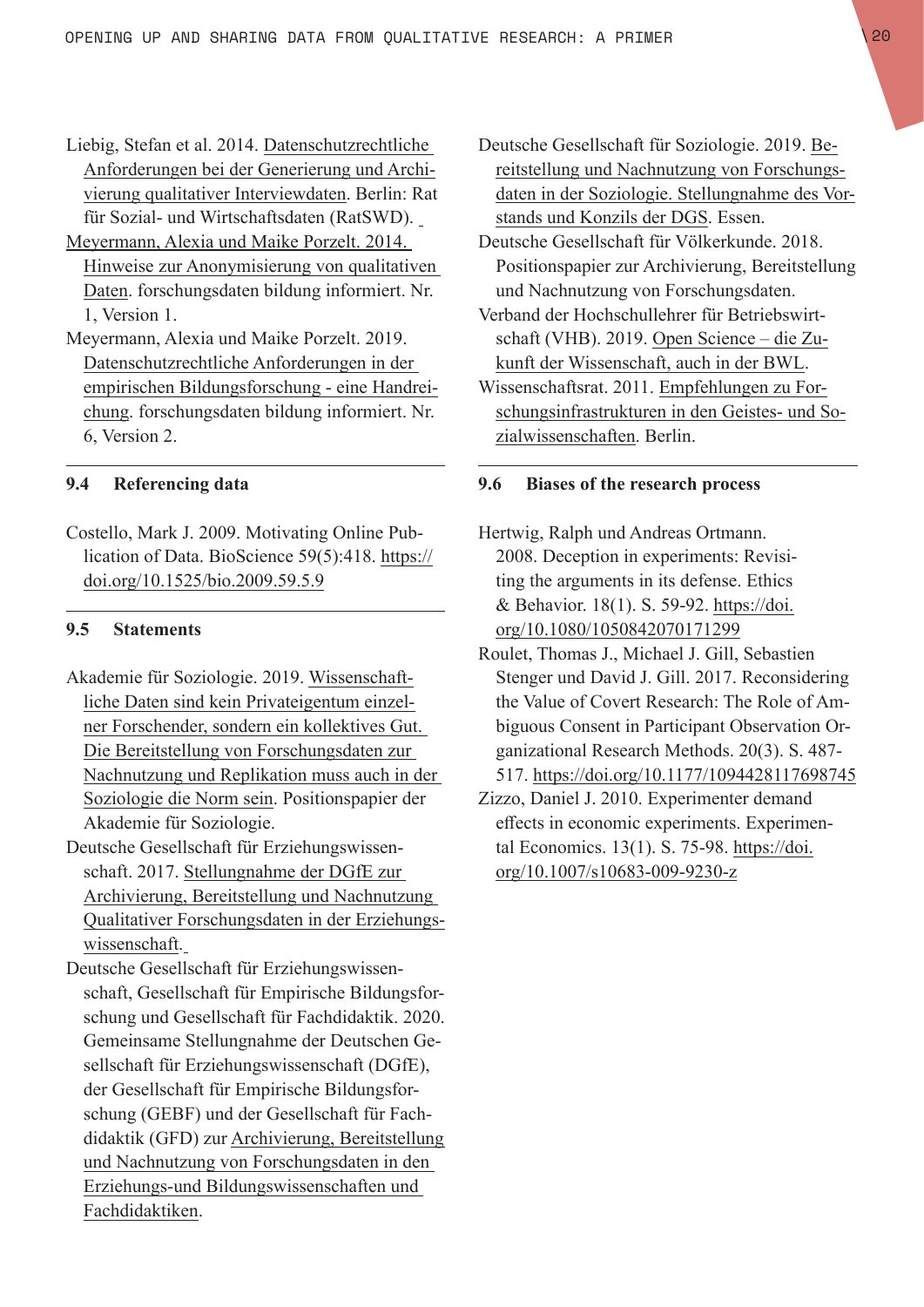Liebig, Stefan et al. 2014. Datenschutzrechtliche Anforderungen bei der Generierung und Archivierung qualitativer Interviewdaten. Berlin: Rat für Sozial- und Wirtschaftsdaten (RatSWD).

Meyermann, Alexia und Maike Porzelt. 2014. Hinweise zur Anonymisierung von qualitativen Daten. forschungsdaten bildung informiert. Nr. 1, Version 1.

Meyermann, Alexia und Maike Porzelt. 2019. Datenschutzrechtliche Anforderungen in der empirischen Bildungsforschung - eine Handreichung. forschungsdaten bildung informiert. Nr. 6, Version 2.

### 9.4 Referencing data

Costello, Mark J. 2009. Motivating Online Publication of Data. BioScience 59(5):418. https://doi.org/10.1525/bio.2009.59.5.9

### 9.5 Statements

Akademie für Soziologie. 2019. Wissenschaftliche Daten sind kein Privateigentum einzelner Forschender, sondern ein kollektives Gut. Die Bereitstellung von Forschungsdaten zur Nachnutzung und Replikation muss auch in der Soziologie die Norm sein. Positionspapier der Akademie für Soziologie.

Deutsche Gesellschaft für Erziehungswissenschaft. 2017. Stellungnahme der DGfE zur Archivierung, Bereitstellung und Nachnutzung Qualitativer Forschungsdaten in der Erziehungswissenschaft.

Deutsche Gesellschaft für Erziehungswissenschaft, Gesellschaft für Empirische Bildungsforschung und Gesellschaft für Fachdidaktik. 2020. Gemeinsame Stellungnahme der Deutschen Gesellschaft für Erziehungswissenschaft (DGfE), der Gesellschaft für Empirische Bildungsforschung (GEBF) und der Gesellschaft für Fachdidaktik (GFD) zur Archivierung, Bereitstellung und Nachnutzung von Forschungsdaten in den Erziehungs-und Bildungswissenschaften und Fachdidaktiken.

Deutsche Gesellschaft für Soziologie. 2019. Bereitstellung und Nachnutzung von Forschungsdaten in der Soziologie. Stellungnahme des Vorstands und Konzils der DGS. Essen.

Deutsche Gesellschaft für Völkerkunde. 2018. Positionspapier zur Archivierung, Bereitstellung und Nachnutzung von Forschungsdaten.

Verband der Hochschullehrer für Betriebswirtschaft (VHB). 2019. Open Science – die Zukunft der Wissenschaft, auch in der BWL.

Wissenschaftsrat. 2011. Empfehlungen zu Forschungsinfrastrukturen in den Geistes- und Sozialwissenschaften. Berlin.

### 9.6 Biases of the research process

Hertwig, Ralph und Andreas Ortmann. 2008. Deception in experiments: Revisiting the arguments in its defense. Ethics & Behavior. 18(1). S. 59-92. https://doi.org/10.1080/10508420701712990

Roulet, Thomas J., Michael J. Gill, Sebastien Stenger und David J. Gill. 2017. Reconsidering the Value of Covert Research: The Role of Ambiguous Consent in Participant Observation Organizational Research Methods. 20(3). S. 487-517. https://doi.org/10.1177/1094428117698745

Zizzo, Daniel J. 2010. Experimenter demand effects in economic experiments. Experimental Economics. 13(1). S. 75-98. https://doi.org/10.1007/s10683-009-9230-z